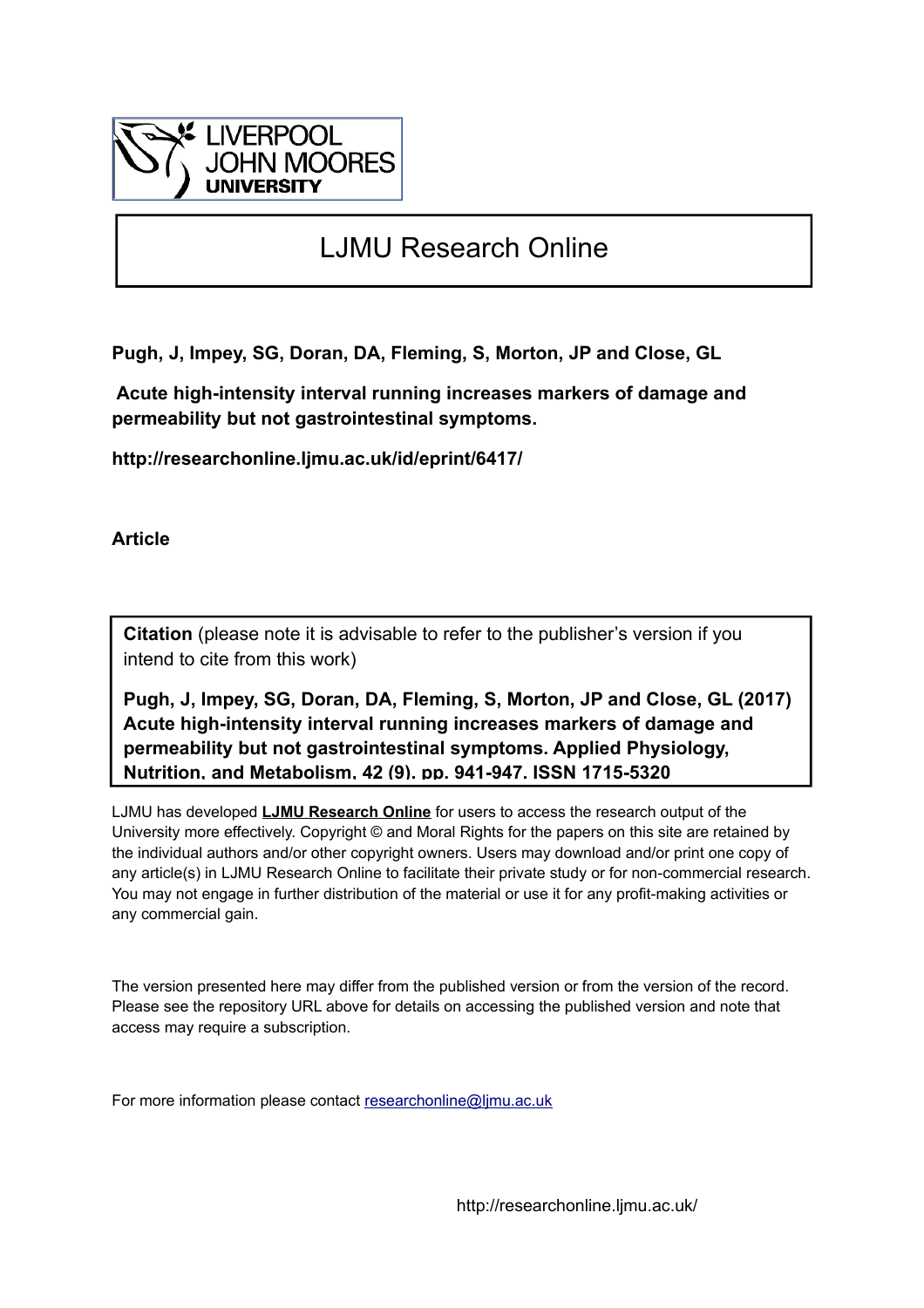LIVERPOOL JOHN MOORES UNIVERSITY

# LJMU Research Online

**Pugh, J, Impey, SG, Doran, DA, Fleming, S, Morton, JP and Close, GL**

**Acute high-intensity interval running increases markers of damage and permeability but not gastrointestinal symptoms.**

**http://researchonline.ljmu.ac.uk/id/eprint/6417/**

**Article**

**Citation** (please note it is advisable to refer to the publisher's version if you intend to cite from this work)

**Pugh, J, Impey, SG, Doran, DA, Fleming, S, Morton, JP and Close, GL (2017) Acute high-intensity interval running increases markers of damage and permeability but not gastrointestinal symptoms. Applied Physiology, Nutrition, and Metabolism, 42 (9). pp. 941-947. ISSN 1715-5320**

LJMU has developed **LJMU Research Online** for users to access the research output of the University more effectively. Copyright © and Moral Rights for the papers on this site are retained by the individual authors and/or other copyright owners. Users may download and/or print one copy of any article(s) in LJMU Research Online to facilitate their private study or for non-commercial research. You may not engage in further distribution of the material or use it for any profit-making activities or any commercial gain.

The version presented here may differ from the published version or from the version of the record. Please see the repository URL above for details on accessing the published version and note that access may require a subscription.

For more information please contact researchonline@ljmu.ac.uk

http://researchonline.ljmu.ac.uk/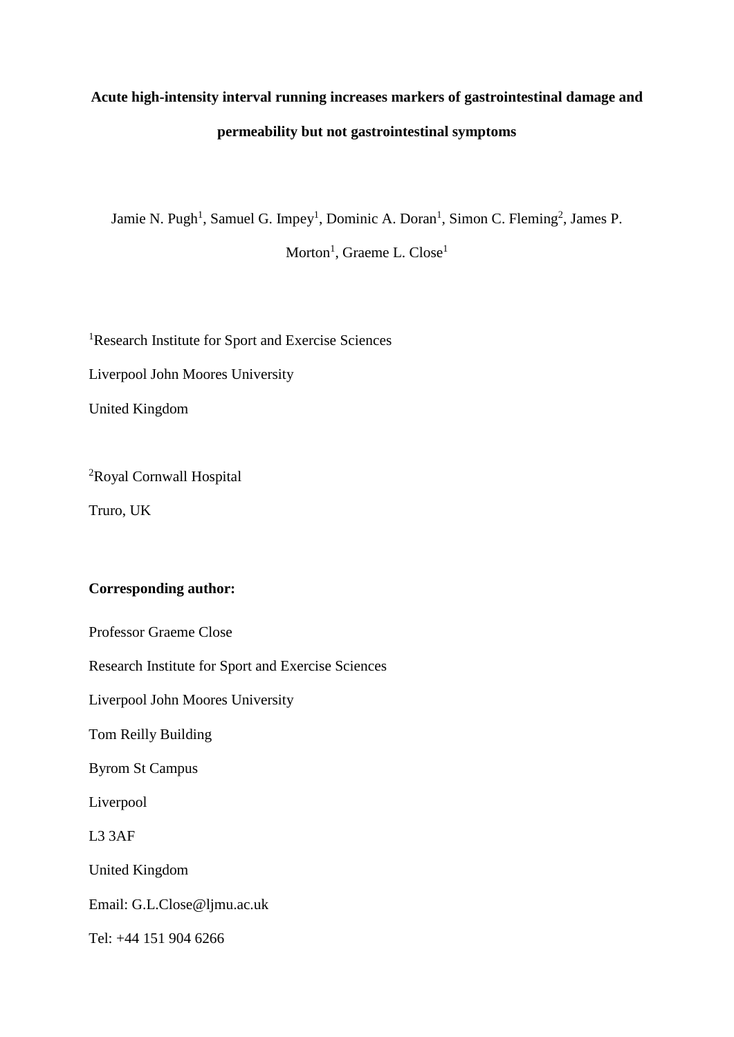**Acute high-intensity interval running increases markers of gastrointestinal damage and permeability but not gastrointestinal symptoms**

Jamie N. Pugh[1], Samuel G. Impey[1], Dominic A. Doran[1], Simon C. Fleming[2], James P. Morton[1], Graeme L. Close[1]

[1]Research Institute for Sport and Exercise Sciences

Liverpool John Moores University

United Kingdom

[2]Royal Cornwall Hospital

Truro, UK

**Corresponding author:**

Professor Graeme Close

Research Institute for Sport and Exercise Sciences

Liverpool John Moores University

Tom Reilly Building

Byrom St Campus

Liverpool

L3 3AF

United Kingdom

Email: G.L.Close@ljmu.ac.uk

Tel: +44 151 904 6266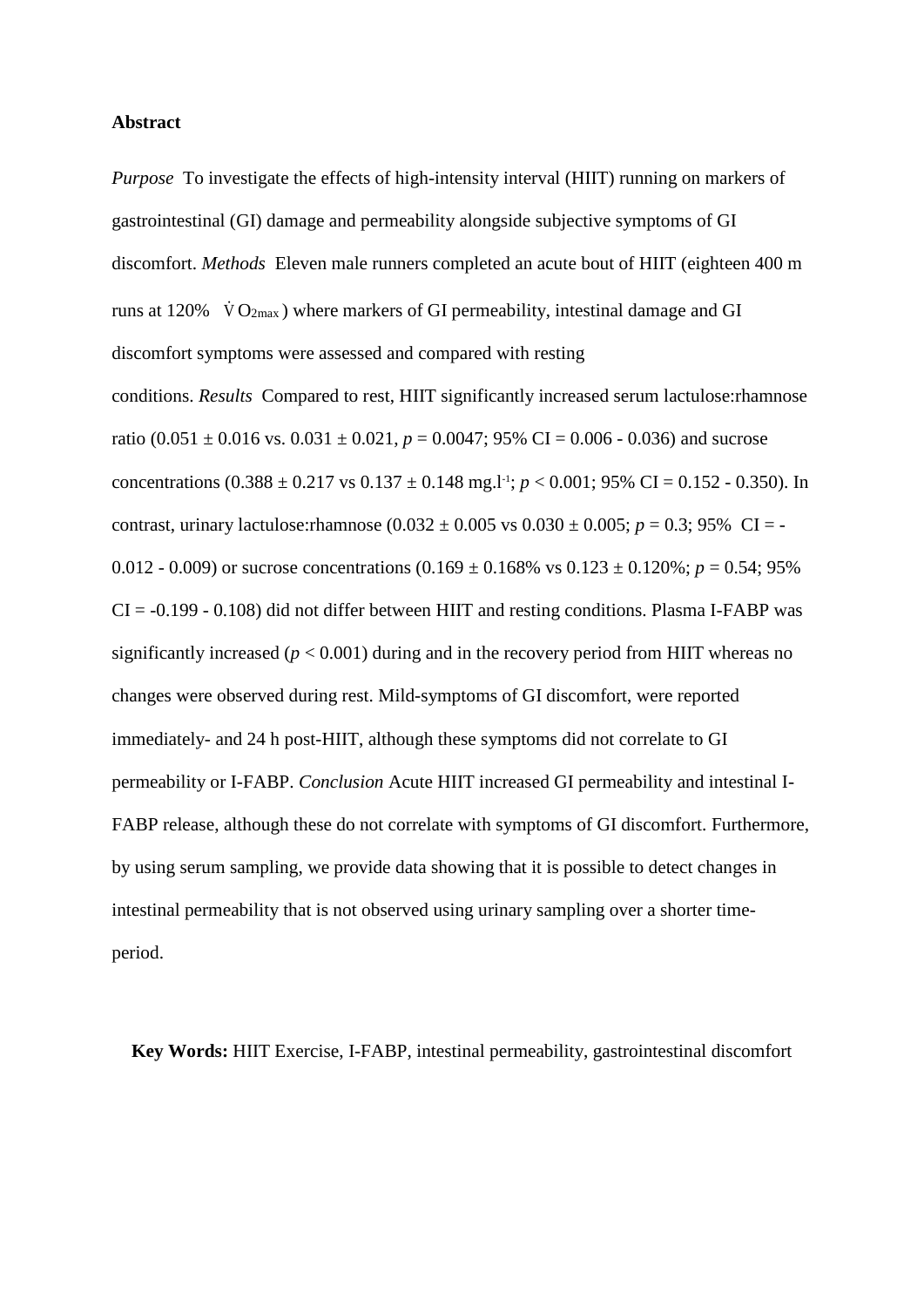**Abstract**

*Purpose* To investigate the effects of high-intensity interval (HIIT) running on markers of gastrointestinal (GI) damage and permeability alongside subjective symptoms of GI discomfort. *Methods* Eleven male runners completed an acute bout of HIIT (eighteen 400 m runs at 120% $\dot{V}O_{2max}$) where markers of GI permeability, intestinal damage and GI discomfort symptoms were assessed and compared with resting conditions. *Results* Compared to rest, HIIT significantly increased serum lactulose:rhamnose ratio (0.051 ± 0.016 vs. 0.031 ± 0.021, $p = 0.0047$; 95% CI = 0.006 - 0.036) and sucrose concentrations (0.388 ± 0.217 vs 0.137 ± 0.148 mg.l$^{-1}$; $p < 0.001$; 95% CI = 0.152 - 0.350). In contrast, urinary lactulose:rhamnose (0.032 ± 0.005 vs 0.030 ± 0.005; $p = 0.3$; 95% CI = -0.012 - 0.009) or sucrose concentrations (0.169 ± 0.168% vs 0.123 ± 0.120%; $p = 0.54$; 95% CI = -0.199 - 0.108) did not differ between HIIT and resting conditions. Plasma I-FABP was significantly increased ($p < 0.001$) during and in the recovery period from HIIT whereas no changes were observed during rest. Mild-symptoms of GI discomfort, were reported immediately- and 24 h post-HIIT, although these symptoms did not correlate to GI permeability or I-FABP. *Conclusion* Acute HIIT increased GI permeability and intestinal I-FABP release, although these do not correlate with symptoms of GI discomfort. Furthermore, by using serum sampling, we provide data showing that it is possible to detect changes in intestinal permeability that is not observed using urinary sampling over a shorter time-period.

**Key Words:** HIIT Exercise, I-FABP, intestinal permeability, gastrointestinal discomfort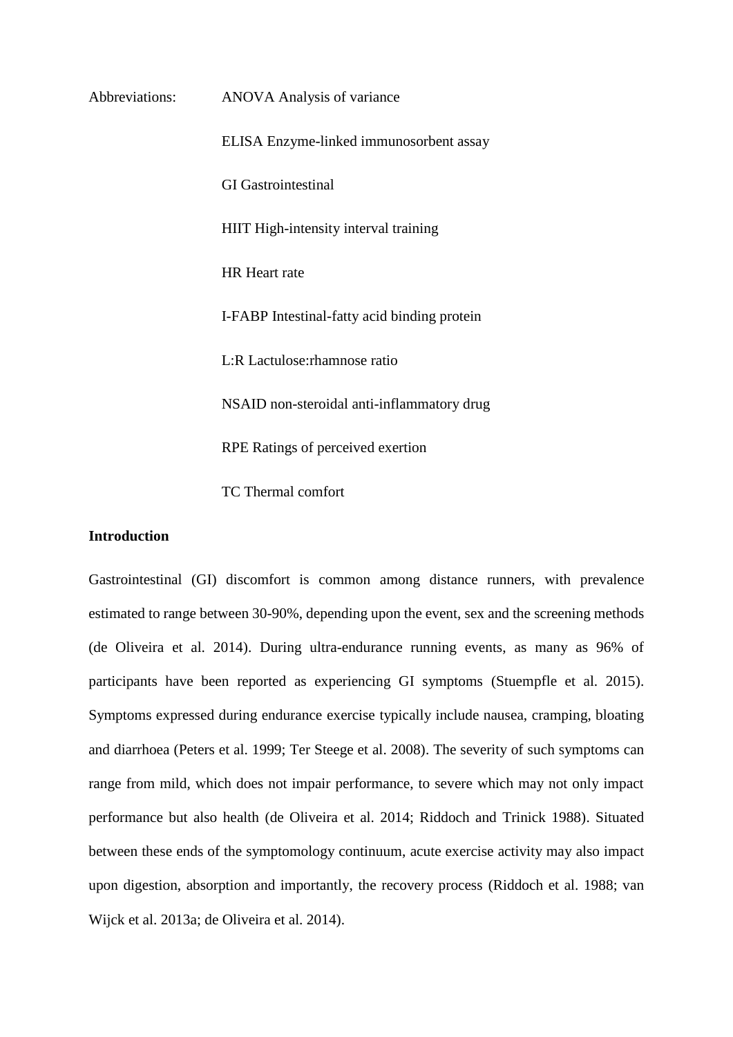Abbreviations:

ANOVA Analysis of variance

ELISA Enzyme-linked immunosorbent assay

GI Gastrointestinal

HIIT High-intensity interval training

HR Heart rate

I-FABP Intestinal-fatty acid binding protein

L:R Lactulose:rhamnose ratio

NSAID non-steroidal anti-inflammatory drug

RPE Ratings of perceived exertion

TC Thermal comfort

## Introduction

Gastrointestinal (GI) discomfort is common among distance runners, with prevalence estimated to range between 30-90%, depending upon the event, sex and the screening methods (de Oliveira et al. 2014). During ultra-endurance running events, as many as 96% of participants have been reported as experiencing GI symptoms (Stuempfle et al. 2015). Symptoms expressed during endurance exercise typically include nausea, cramping, bloating and diarrhoea (Peters et al. 1999; Ter Steege et al. 2008). The severity of such symptoms can range from mild, which does not impair performance, to severe which may not only impact performance but also health (de Oliveira et al. 2014; Riddoch and Trinick 1988). Situated between these ends of the symptomology continuum, acute exercise activity may also impact upon digestion, absorption and importantly, the recovery process (Riddoch et al. 1988; van Wijck et al. 2013a; de Oliveira et al. 2014).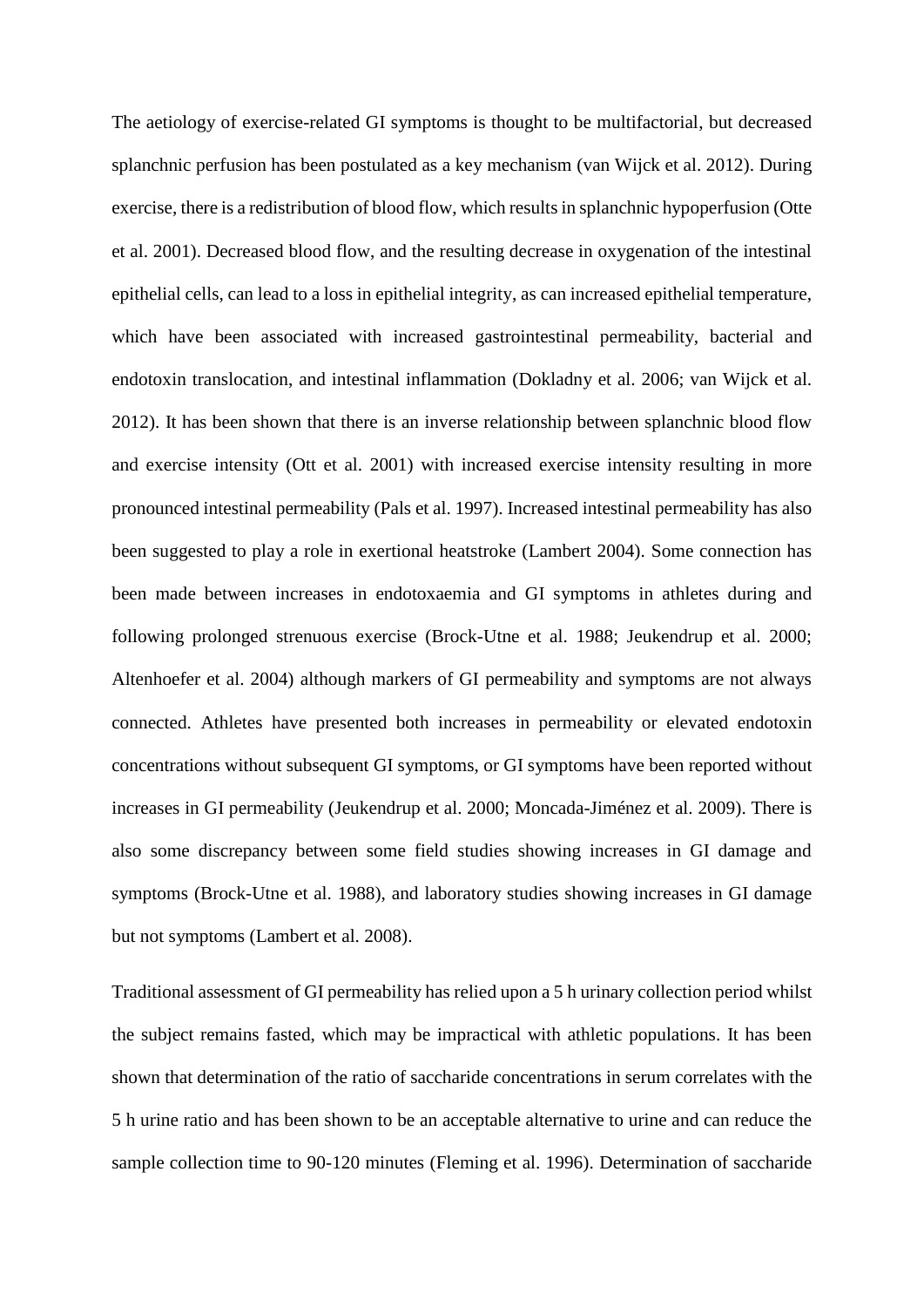The aetiology of exercise-related GI symptoms is thought to be multifactorial, but decreased splanchnic perfusion has been postulated as a key mechanism (van Wijck et al. 2012). During exercise, there is a redistribution of blood flow, which results in splanchnic hypoperfusion (Otte et al. 2001). Decreased blood flow, and the resulting decrease in oxygenation of the intestinal epithelial cells, can lead to a loss in epithelial integrity, as can increased epithelial temperature, which have been associated with increased gastrointestinal permeability, bacterial and endotoxin translocation, and intestinal inflammation (Dokladny et al. 2006; van Wijck et al. 2012). It has been shown that there is an inverse relationship between splanchnic blood flow and exercise intensity (Ott et al. 2001) with increased exercise intensity resulting in more pronounced intestinal permeability (Pals et al. 1997). Increased intestinal permeability has also been suggested to play a role in exertional heatstroke (Lambert 2004). Some connection has been made between increases in endotoxaemia and GI symptoms in athletes during and following prolonged strenuous exercise (Brock-Utne et al. 1988; Jeukendrup et al. 2000; Altenhoefer et al. 2004) although markers of GI permeability and symptoms are not always connected. Athletes have presented both increases in permeability or elevated endotoxin concentrations without subsequent GI symptoms, or GI symptoms have been reported without increases in GI permeability (Jeukendrup et al. 2000; Moncada-Jiménez et al. 2009). There is also some discrepancy between some field studies showing increases in GI damage and symptoms (Brock-Utne et al. 1988), and laboratory studies showing increases in GI damage but not symptoms (Lambert et al. 2008).

Traditional assessment of GI permeability has relied upon a 5 h urinary collection period whilst the subject remains fasted, which may be impractical with athletic populations. It has been shown that determination of the ratio of saccharide concentrations in serum correlates with the 5 h urine ratio and has been shown to be an acceptable alternative to urine and can reduce the sample collection time to 90-120 minutes (Fleming et al. 1996). Determination of saccharide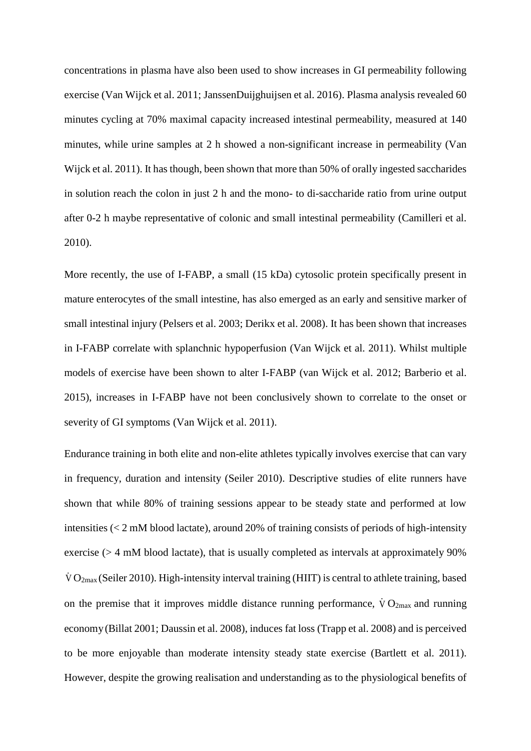concentrations in plasma have also been used to show increases in GI permeability following exercise (Van Wijck et al. 2011; JanssenDuijghuijsen et al. 2016). Plasma analysis revealed 60 minutes cycling at 70% maximal capacity increased intestinal permeability, measured at 140 minutes, while urine samples at 2 h showed a non-significant increase in permeability (Van Wijck et al. 2011). It has though, been shown that more than 50% of orally ingested saccharides in solution reach the colon in just 2 h and the mono- to di-saccharide ratio from urine output after 0-2 h maybe representative of colonic and small intestinal permeability (Camilleri et al. 2010).

More recently, the use of I-FABP, a small (15 kDa) cytosolic protein specifically present in mature enterocytes of the small intestine, has also emerged as an early and sensitive marker of small intestinal injury (Pelsers et al. 2003; Derikx et al. 2008). It has been shown that increases in I-FABP correlate with splanchnic hypoperfusion (Van Wijck et al. 2011). Whilst multiple models of exercise have been shown to alter I-FABP (van Wijck et al. 2012; Barberio et al. 2015), increases in I-FABP have not been conclusively shown to correlate to the onset or severity of GI symptoms (Van Wijck et al. 2011).

Endurance training in both elite and non-elite athletes typically involves exercise that can vary in frequency, duration and intensity (Seiler 2010). Descriptive studies of elite runners have shown that while 80% of training sessions appear to be steady state and performed at low intensities (< 2 mM blood lactate), around 20% of training consists of periods of high-intensity exercise (> 4 mM blood lactate), that is usually completed as intervals at approximately 90% $\dot{V}O_{2max}$ (Seiler 2010). High-intensity interval training (HIIT) is central to athlete training, based on the premise that it improves middle distance running performance, $\dot{V}O_{2max}$ and running economy (Billat 2001; Daussin et al. 2008), induces fat loss (Trapp et al. 2008) and is perceived to be more enjoyable than moderate intensity steady state exercise (Bartlett et al. 2011). However, despite the growing realisation and understanding as to the physiological benefits of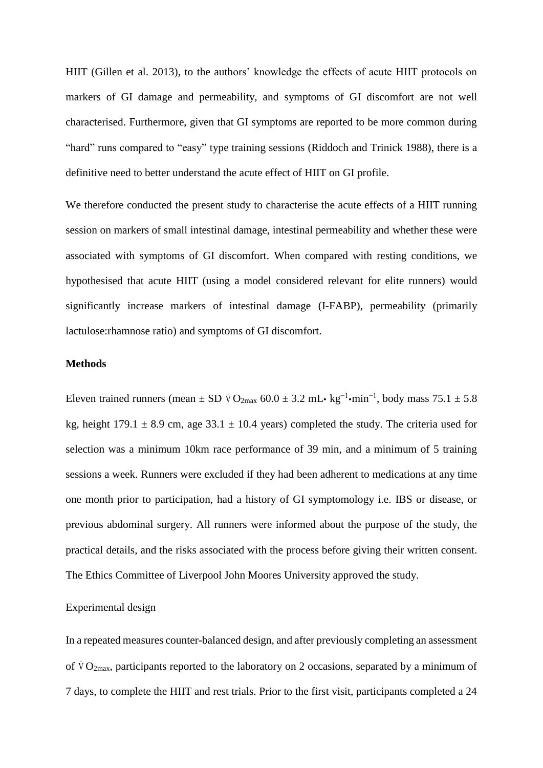HIIT (Gillen et al. 2013), to the authors' knowledge the effects of acute HIIT protocols on markers of GI damage and permeability, and symptoms of GI discomfort are not well characterised. Furthermore, given that GI symptoms are reported to be more common during "hard" runs compared to "easy" type training sessions (Riddoch and Trinick 1988), there is a definitive need to better understand the acute effect of HIIT on GI profile.

We therefore conducted the present study to characterise the acute effects of a HIIT running session on markers of small intestinal damage, intestinal permeability and whether these were associated with symptoms of GI discomfort. When compared with resting conditions, we hypothesised that acute HIIT (using a model considered relevant for elite runners) would significantly increase markers of intestinal damage (I-FABP), permeability (primarily lactulose:rhamnose ratio) and symptoms of GI discomfort.

**Methods**

Eleven trained runners (mean ± SD $\dot{V}O_{2max}$ 60.0 ± 3.2 mL• $kg^{-1}$•$min^{-1}$, body mass 75.1 ± 5.8 kg, height 179.1 ± 8.9 cm, age 33.1 ± 10.4 years) completed the study. The criteria used for selection was a minimum 10km race performance of 39 min, and a minimum of 5 training sessions a week. Runners were excluded if they had been adherent to medications at any time one month prior to participation, had a history of GI symptomology i.e. IBS or disease, or previous abdominal surgery. All runners were informed about the purpose of the study, the practical details, and the risks associated with the process before giving their written consent. The Ethics Committee of Liverpool John Moores University approved the study.

Experimental design

In a repeated measures counter-balanced design, and after previously completing an assessment of $\dot{V}O_{2max}$, participants reported to the laboratory on 2 occasions, separated by a minimum of 7 days, to complete the HIIT and rest trials. Prior to the first visit, participants completed a 24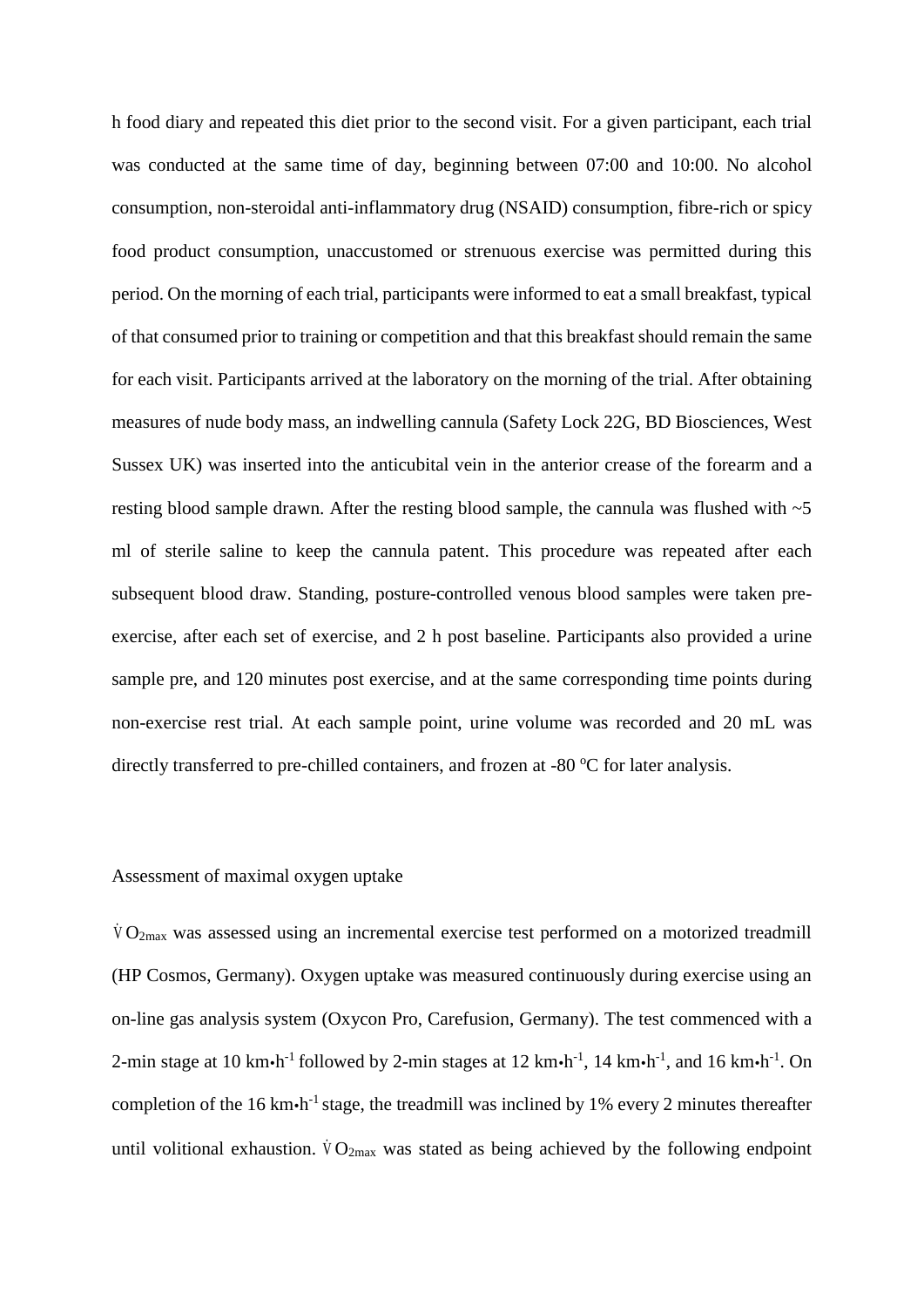h food diary and repeated this diet prior to the second visit. For a given participant, each trial was conducted at the same time of day, beginning between 07:00 and 10:00. No alcohol consumption, non-steroidal anti-inflammatory drug (NSAID) consumption, fibre-rich or spicy food product consumption, unaccustomed or strenuous exercise was permitted during this period. On the morning of each trial, participants were informed to eat a small breakfast, typical of that consumed prior to training or competition and that this breakfast should remain the same for each visit. Participants arrived at the laboratory on the morning of the trial. After obtaining measures of nude body mass, an indwelling cannula (Safety Lock 22G, BD Biosciences, West Sussex UK) was inserted into the anticubital vein in the anterior crease of the forearm and a resting blood sample drawn. After the resting blood sample, the cannula was flushed with ~5 ml of sterile saline to keep the cannula patent. This procedure was repeated after each subsequent blood draw. Standing, posture-controlled venous blood samples were taken pre-exercise, after each set of exercise, and 2 h post baseline. Participants also provided a urine sample pre, and 120 minutes post exercise, and at the same corresponding time points during non-exercise rest trial. At each sample point, urine volume was recorded and 20 mL was directly transferred to pre-chilled containers, and frozen at -80 °C for later analysis.

## Assessment of maximal oxygen uptake

$\dot{V}O_{2max}$ was assessed using an incremental exercise test performed on a motorized treadmill (HP Cosmos, Germany). Oxygen uptake was measured continuously during exercise using an on-line gas analysis system (Oxycon Pro, Carefusion, Germany). The test commenced with a 2-min stage at 10 km•h$^{-1}$ followed by 2-min stages at 12 km•h$^{-1}$, 14 km•h$^{-1}$, and 16 km•h$^{-1}$. On completion of the 16 km•h$^{-1}$ stage, the treadmill was inclined by 1% every 2 minutes thereafter until volitional exhaustion. $\dot{V}O_{2max}$ was stated as being achieved by the following endpoint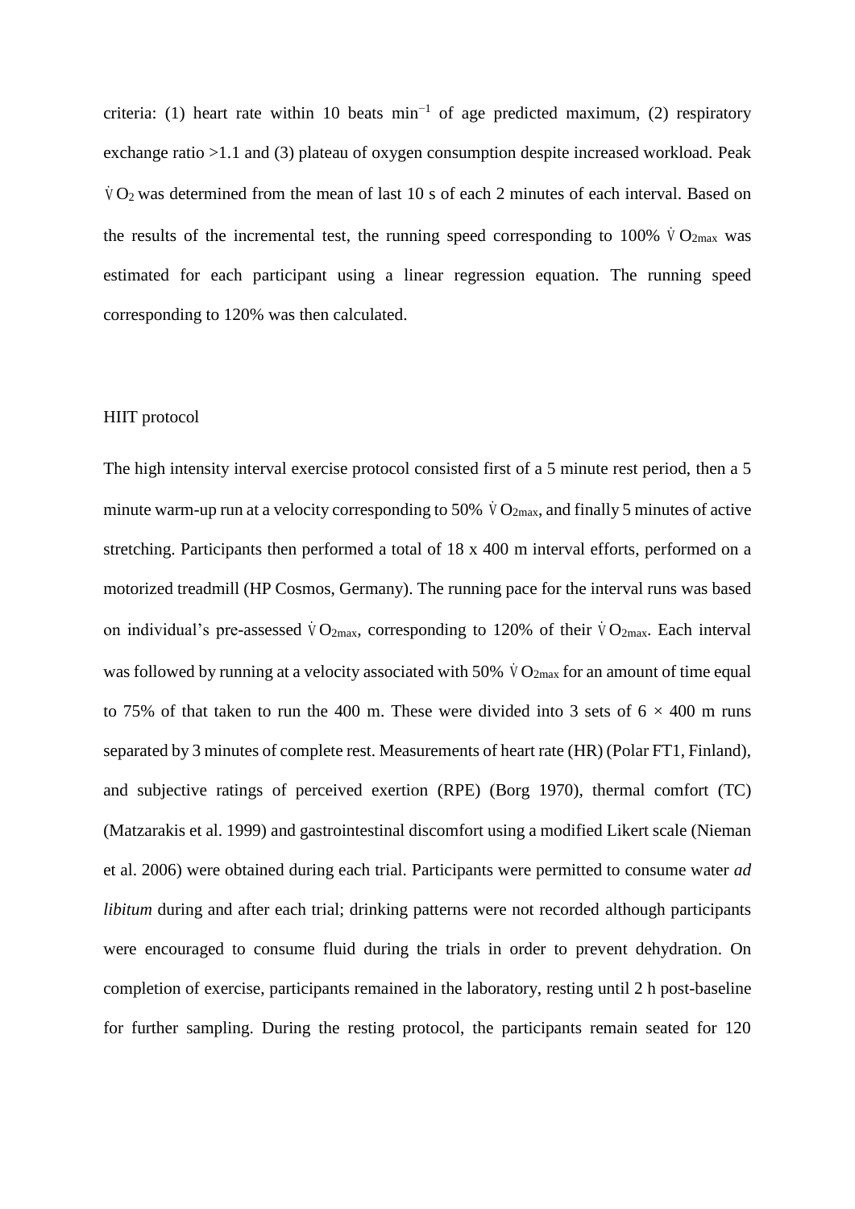criteria: (1) heart rate within 10 beats $min^{-1}$ of age predicted maximum, (2) respiratory exchange ratio >1.1 and (3) plateau of oxygen consumption despite increased workload. Peak $\dot{V}O_2$ was determined from the mean of last 10 s of each 2 minutes of each interval. Based on the results of the incremental test, the running speed corresponding to 100% $\dot{V}O_{2max}$ was estimated for each participant using a linear regression equation. The running speed corresponding to 120% was then calculated.

## HIIT protocol

The high intensity interval exercise protocol consisted first of a 5 minute rest period, then a 5 minute warm-up run at a velocity corresponding to 50% $\dot{V}O_{2max}$, and finally 5 minutes of active stretching. Participants then performed a total of 18 x 400 m interval efforts, performed on a motorized treadmill (HP Cosmos, Germany). The running pace for the interval runs was based on individual's pre-assessed $\dot{V}O_{2max}$, corresponding to 120% of their $\dot{V}O_{2max}$. Each interval was followed by running at a velocity associated with 50% $\dot{V}O_{2max}$ for an amount of time equal to 75% of that taken to run the 400 m. These were divided into 3 sets of 6 × 400 m runs separated by 3 minutes of complete rest. Measurements of heart rate (HR) (Polar FT1, Finland), and subjective ratings of perceived exertion (RPE) (Borg 1970), thermal comfort (TC) (Matzarakis et al. 1999) and gastrointestinal discomfort using a modified Likert scale (Nieman et al. 2006) were obtained during each trial. Participants were permitted to consume water *ad libitum* during and after each trial; drinking patterns were not recorded although participants were encouraged to consume fluid during the trials in order to prevent dehydration. On completion of exercise, participants remained in the laboratory, resting until 2 h post-baseline for further sampling. During the resting protocol, the participants remain seated for 120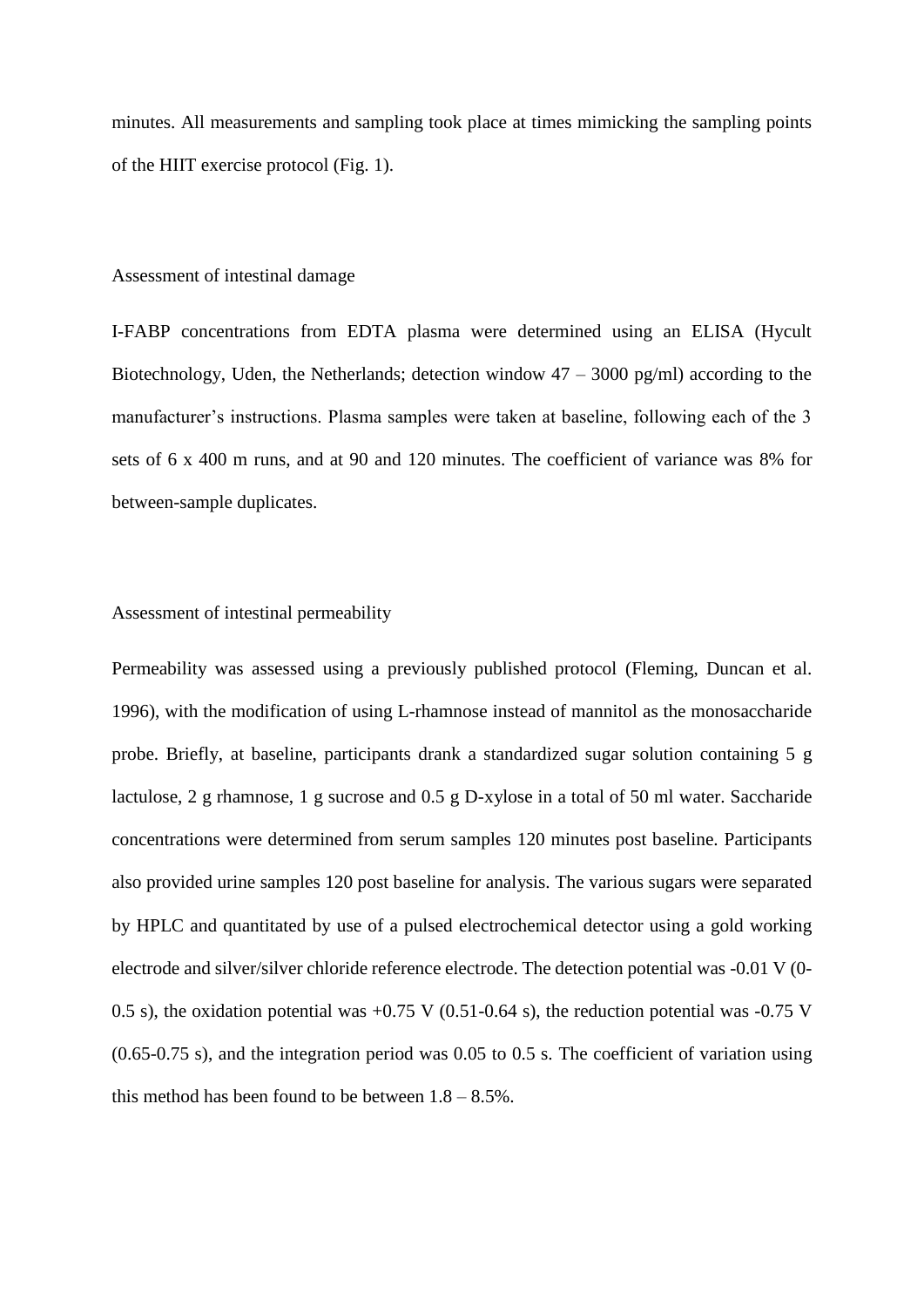minutes. All measurements and sampling took place at times mimicking the sampling points of the HIIT exercise protocol (Fig. 1).

## Assessment of intestinal damage

I-FABP concentrations from EDTA plasma were determined using an ELISA (Hycult Biotechnology, Uden, the Netherlands; detection window 47 – 3000 pg/ml) according to the manufacturer's instructions. Plasma samples were taken at baseline, following each of the 3 sets of 6 x 400 m runs, and at 90 and 120 minutes. The coefficient of variance was 8% for between-sample duplicates.

## Assessment of intestinal permeability

Permeability was assessed using a previously published protocol (Fleming, Duncan et al. 1996), with the modification of using L-rhamnose instead of mannitol as the monosaccharide probe. Briefly, at baseline, participants drank a standardized sugar solution containing 5 g lactulose, 2 g rhamnose, 1 g sucrose and 0.5 g D-xylose in a total of 50 ml water. Saccharide concentrations were determined from serum samples 120 minutes post baseline. Participants also provided urine samples 120 post baseline for analysis. The various sugars were separated by HPLC and quantitated by use of a pulsed electrochemical detector using a gold working electrode and silver/silver chloride reference electrode. The detection potential was -0.01 V (0-0.5 s), the oxidation potential was +0.75 V (0.51-0.64 s), the reduction potential was -0.75 V (0.65-0.75 s), and the integration period was 0.05 to 0.5 s. The coefficient of variation using this method has been found to be between 1.8 – 8.5%.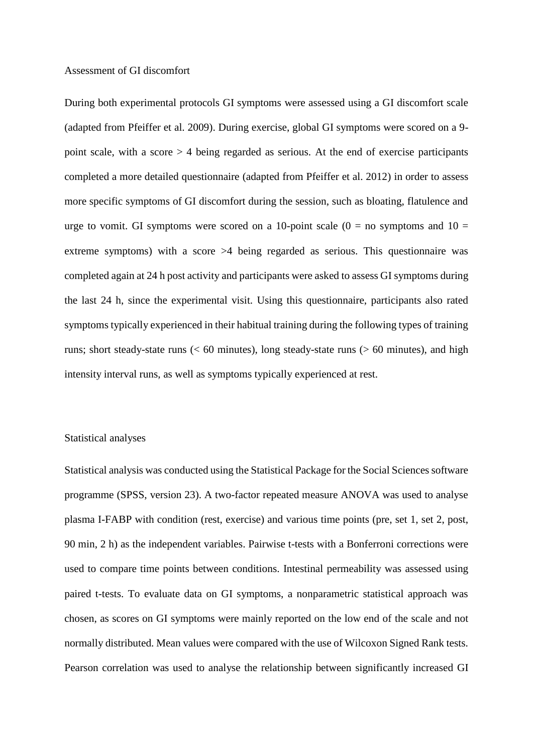## Assessment of GI discomfort

During both experimental protocols GI symptoms were assessed using a GI discomfort scale (adapted from Pfeiffer et al. 2009). During exercise, global GI symptoms were scored on a 9-point scale, with a score $> 4$ being regarded as serious. At the end of exercise participants completed a more detailed questionnaire (adapted from Pfeiffer et al. 2012) in order to assess more specific symptoms of GI discomfort during the session, such as bloating, flatulence and urge to vomit. GI symptoms were scored on a 10-point scale ($0$ = no symptoms and $10$ = extreme symptoms) with a score $>4$ being regarded as serious. This questionnaire was completed again at 24 h post activity and participants were asked to assess GI symptoms during the last 24 h, since the experimental visit. Using this questionnaire, participants also rated symptoms typically experienced in their habitual training during the following types of training runs; short steady-state runs (< 60 minutes), long steady-state runs (> 60 minutes), and high intensity interval runs, as well as symptoms typically experienced at rest.

## Statistical analyses

Statistical analysis was conducted using the Statistical Package for the Social Sciences software programme (SPSS, version 23). A two-factor repeated measure ANOVA was used to analyse plasma I-FABP with condition (rest, exercise) and various time points (pre, set 1, set 2, post, 90 min, 2 h) as the independent variables. Pairwise t-tests with a Bonferroni corrections were used to compare time points between conditions. Intestinal permeability was assessed using paired t-tests. To evaluate data on GI symptoms, a nonparametric statistical approach was chosen, as scores on GI symptoms were mainly reported on the low end of the scale and not normally distributed. Mean values were compared with the use of Wilcoxon Signed Rank tests. Pearson correlation was used to analyse the relationship between significantly increased GI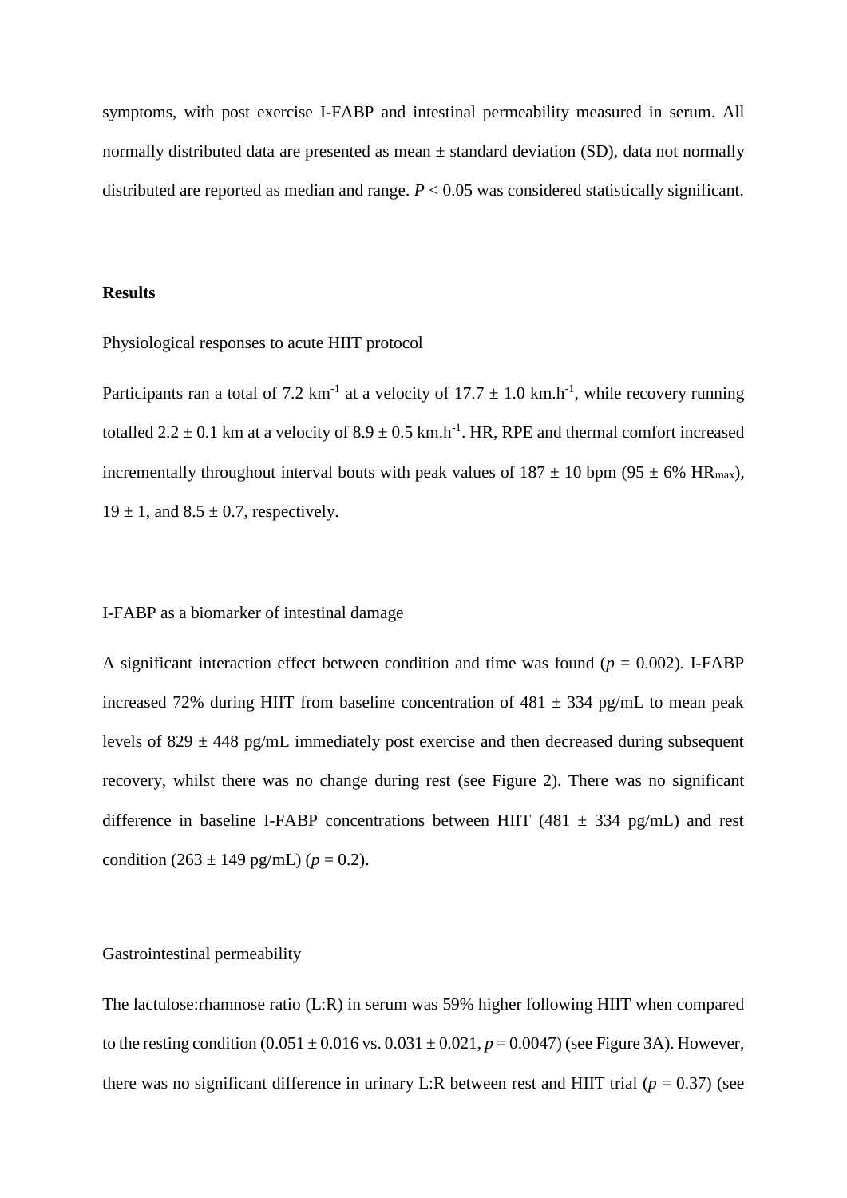symptoms, with post exercise I-FABP and intestinal permeability measured in serum. All normally distributed data are presented as mean ± standard deviation (SD), data not normally distributed are reported as median and range. $P < 0.05$ was considered statistically significant.

## Results

### Physiological responses to acute HIIT protocol

Participants ran a total of 7.2 $km^{-1}$ at a velocity of 17.7 ± 1.0 $km.h^{-1}$, while recovery running totalled 2.2 ± 0.1 km at a velocity of 8.9 ± 0.5 $km.h^{-1}$. HR, RPE and thermal comfort increased incrementally throughout interval bouts with peak values of 187 ± 10 bpm (95 ± 6% $HR_{max}$), 19 ± 1, and 8.5 ± 0.7, respectively.

### I-FABP as a biomarker of intestinal damage

A significant interaction effect between condition and time was found ($p = 0.002$). I-FABP increased 72% during HIIT from baseline concentration of 481 ± 334 pg/mL to mean peak levels of 829 ± 448 pg/mL immediately post exercise and then decreased during subsequent recovery, whilst there was no change during rest (see Figure 2). There was no significant difference in baseline I-FABP concentrations between HIIT (481 ± 334 pg/mL) and rest condition (263 ± 149 pg/mL) ($p = 0.2$).

### Gastrointestinal permeability

The lactulose:rhamnose ratio (L:R) in serum was 59% higher following HIIT when compared to the resting condition (0.051 ± 0.016 vs. 0.031 ± 0.021, $p = 0.0047$) (see Figure 3A). However, there was no significant difference in urinary L:R between rest and HIIT trial ($p = 0.37$) (see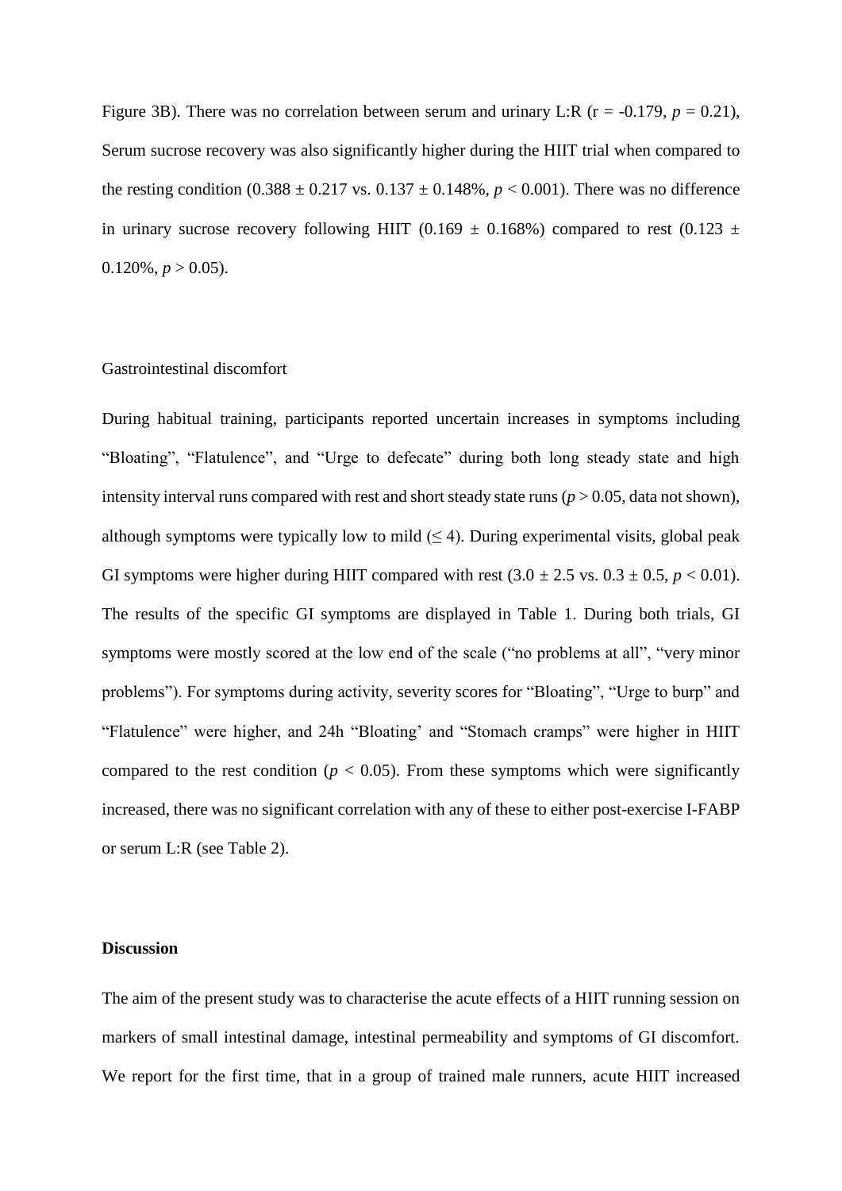Figure 3B). There was no correlation between serum and urinary L:R (r = -0.179, $p = 0.21$), Serum sucrose recovery was also significantly higher during the HIIT trial when compared to the resting condition (0.388 ± 0.217 vs. 0.137 ± 0.148%, $p < 0.001$). There was no difference in urinary sucrose recovery following HIIT (0.169 ± 0.168%) compared to rest (0.123 ± 0.120%, $p > 0.05$).

Gastrointestinal discomfort

During habitual training, participants reported uncertain increases in symptoms including "Bloating", "Flatulence", and "Urge to defecate" during both long steady state and high intensity interval runs compared with rest and short steady state runs ($p > 0.05$, data not shown), although symptoms were typically low to mild (≤ 4). During experimental visits, global peak GI symptoms were higher during HIIT compared with rest (3.0 ± 2.5 vs. 0.3 ± 0.5, $p < 0.01$). The results of the specific GI symptoms are displayed in Table 1. During both trials, GI symptoms were mostly scored at the low end of the scale ("no problems at all", "very minor problems"). For symptoms during activity, severity scores for "Bloating", "Urge to burp" and "Flatulence" were higher, and 24h "Bloating' and "Stomach cramps" were higher in HIIT compared to the rest condition ($p < 0.05$). From these symptoms which were significantly increased, there was no significant correlation with any of these to either post-exercise I-FABP or serum L:R (see Table 2).

**Discussion**

The aim of the present study was to characterise the acute effects of a HIIT running session on markers of small intestinal damage, intestinal permeability and symptoms of GI discomfort. We report for the first time, that in a group of trained male runners, acute HIIT increased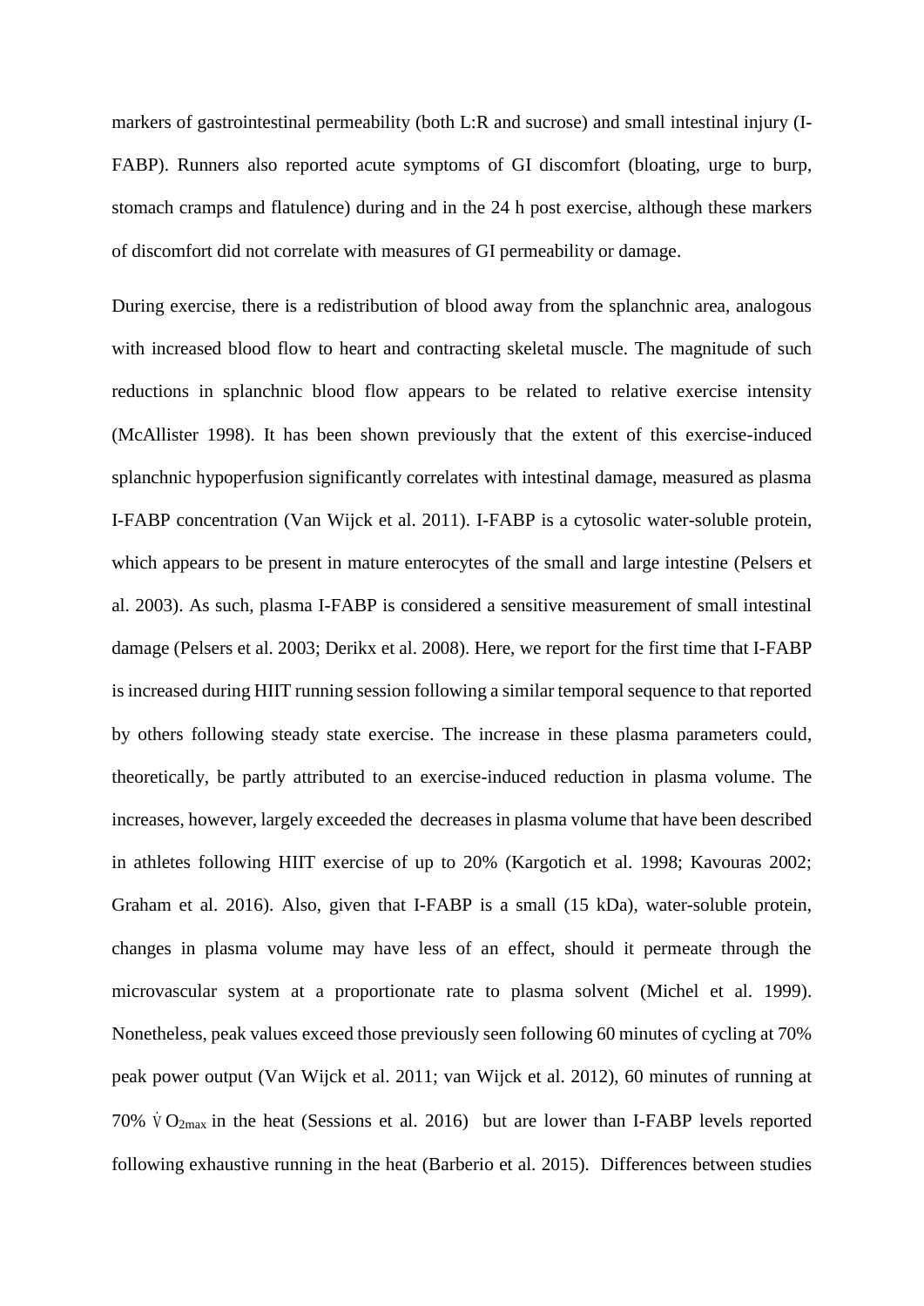markers of gastrointestinal permeability (both L:R and sucrose) and small intestinal injury (I-FABP). Runners also reported acute symptoms of GI discomfort (bloating, urge to burp, stomach cramps and flatulence) during and in the 24 h post exercise, although these markers of discomfort did not correlate with measures of GI permeability or damage.

During exercise, there is a redistribution of blood away from the splanchnic area, analogous with increased blood flow to heart and contracting skeletal muscle. The magnitude of such reductions in splanchnic blood flow appears to be related to relative exercise intensity (McAllister 1998). It has been shown previously that the extent of this exercise-induced splanchnic hypoperfusion significantly correlates with intestinal damage, measured as plasma I-FABP concentration (Van Wijck et al. 2011). I-FABP is a cytosolic water-soluble protein, which appears to be present in mature enterocytes of the small and large intestine (Pelsers et al. 2003). As such, plasma I-FABP is considered a sensitive measurement of small intestinal damage (Pelsers et al. 2003; Derikx et al. 2008). Here, we report for the first time that I-FABP is increased during HIIT running session following a similar temporal sequence to that reported by others following steady state exercise. The increase in these plasma parameters could, theoretically, be partly attributed to an exercise-induced reduction in plasma volume. The increases, however, largely exceeded the decreases in plasma volume that have been described in athletes following HIIT exercise of up to 20% (Kargotich et al. 1998; Kavouras 2002; Graham et al. 2016). Also, given that I-FABP is a small (15 kDa), water-soluble protein, changes in plasma volume may have less of an effect, should it permeate through the microvascular system at a proportionate rate to plasma solvent (Michel et al. 1999). Nonetheless, peak values exceed those previously seen following 60 minutes of cycling at 70% peak power output (Van Wijck et al. 2011; van Wijck et al. 2012), 60 minutes of running at 70% $\dot{V}O_{2max}$ in the heat (Sessions et al. 2016) but are lower than I-FABP levels reported following exhaustive running in the heat (Barberio et al. 2015). Differences between studies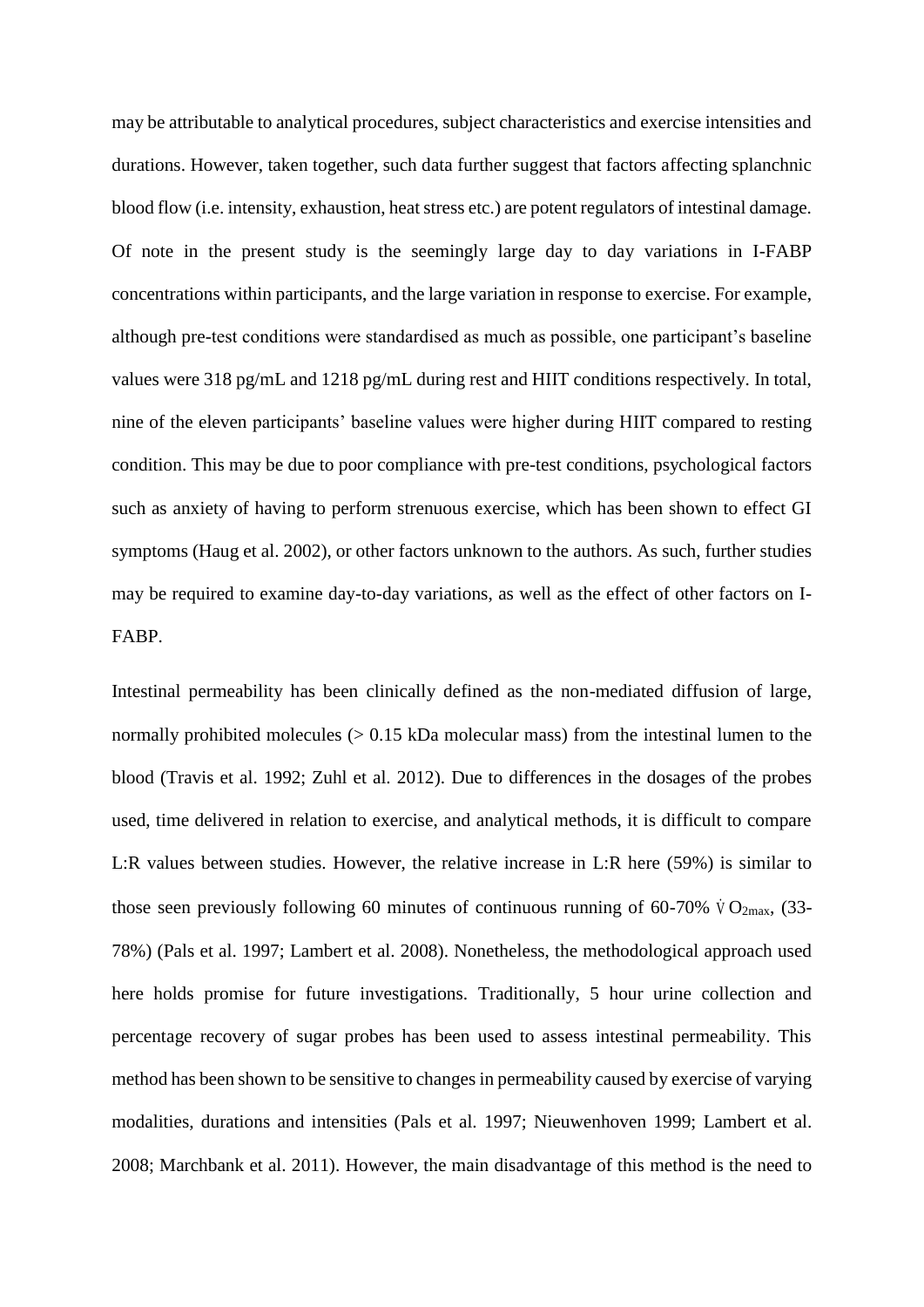may be attributable to analytical procedures, subject characteristics and exercise intensities and durations. However, taken together, such data further suggest that factors affecting splanchnic blood flow (i.e. intensity, exhaustion, heat stress etc.) are potent regulators of intestinal damage. Of note in the present study is the seemingly large day to day variations in I-FABP concentrations within participants, and the large variation in response to exercise. For example, although pre-test conditions were standardised as much as possible, one participant's baseline values were 318 pg/mL and 1218 pg/mL during rest and HIIT conditions respectively. In total, nine of the eleven participants' baseline values were higher during HIIT compared to resting condition. This may be due to poor compliance with pre-test conditions, psychological factors such as anxiety of having to perform strenuous exercise, which has been shown to effect GI symptoms (Haug et al. 2002), or other factors unknown to the authors. As such, further studies may be required to examine day-to-day variations, as well as the effect of other factors on I-FABP.

Intestinal permeability has been clinically defined as the non-mediated diffusion of large, normally prohibited molecules (> 0.15 kDa molecular mass) from the intestinal lumen to the blood (Travis et al. 1992; Zuhl et al. 2012). Due to differences in the dosages of the probes used, time delivered in relation to exercise, and analytical methods, it is difficult to compare L:R values between studies. However, the relative increase in L:R here (59%) is similar to those seen previously following 60 minutes of continuous running of 60-70% $\dot{V}O_{2max}$, (33-78%) (Pals et al. 1997; Lambert et al. 2008). Nonetheless, the methodological approach used here holds promise for future investigations. Traditionally, 5 hour urine collection and percentage recovery of sugar probes has been used to assess intestinal permeability. This method has been shown to be sensitive to changes in permeability caused by exercise of varying modalities, durations and intensities (Pals et al. 1997; Nieuwenhoven 1999; Lambert et al. 2008; Marchbank et al. 2011). However, the main disadvantage of this method is the need to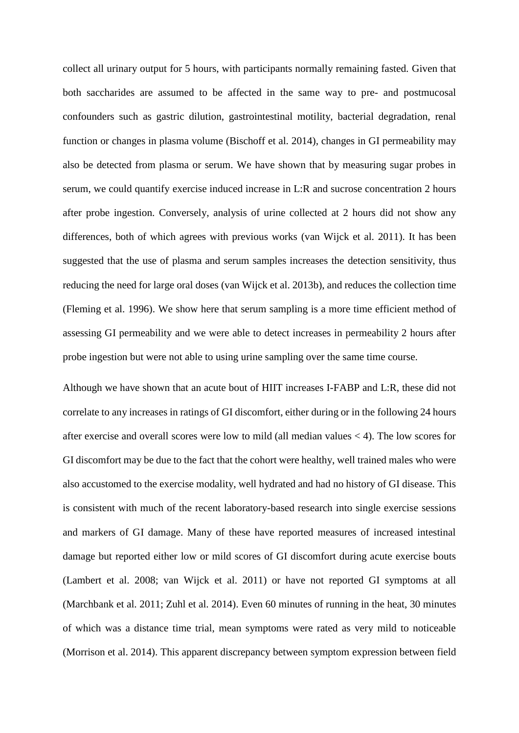collect all urinary output for 5 hours, with participants normally remaining fasted. Given that both saccharides are assumed to be affected in the same way to pre- and postmucosal confounders such as gastric dilution, gastrointestinal motility, bacterial degradation, renal function or changes in plasma volume (Bischoff et al. 2014), changes in GI permeability may also be detected from plasma or serum. We have shown that by measuring sugar probes in serum, we could quantify exercise induced increase in L:R and sucrose concentration 2 hours after probe ingestion. Conversely, analysis of urine collected at 2 hours did not show any differences, both of which agrees with previous works (van Wijck et al. 2011). It has been suggested that the use of plasma and serum samples increases the detection sensitivity, thus reducing the need for large oral doses (van Wijck et al. 2013b), and reduces the collection time (Fleming et al. 1996). We show here that serum sampling is a more time efficient method of assessing GI permeability and we were able to detect increases in permeability 2 hours after probe ingestion but were not able to using urine sampling over the same time course.

Although we have shown that an acute bout of HIIT increases I-FABP and L:R, these did not correlate to any increases in ratings of GI discomfort, either during or in the following 24 hours after exercise and overall scores were low to mild (all median values < 4). The low scores for GI discomfort may be due to the fact that the cohort were healthy, well trained males who were also accustomed to the exercise modality, well hydrated and had no history of GI disease. This is consistent with much of the recent laboratory-based research into single exercise sessions and markers of GI damage. Many of these have reported measures of increased intestinal damage but reported either low or mild scores of GI discomfort during acute exercise bouts (Lambert et al. 2008; van Wijck et al. 2011) or have not reported GI symptoms at all (Marchbank et al. 2011; Zuhl et al. 2014). Even 60 minutes of running in the heat, 30 minutes of which was a distance time trial, mean symptoms were rated as very mild to noticeable (Morrison et al. 2014). This apparent discrepancy between symptom expression between field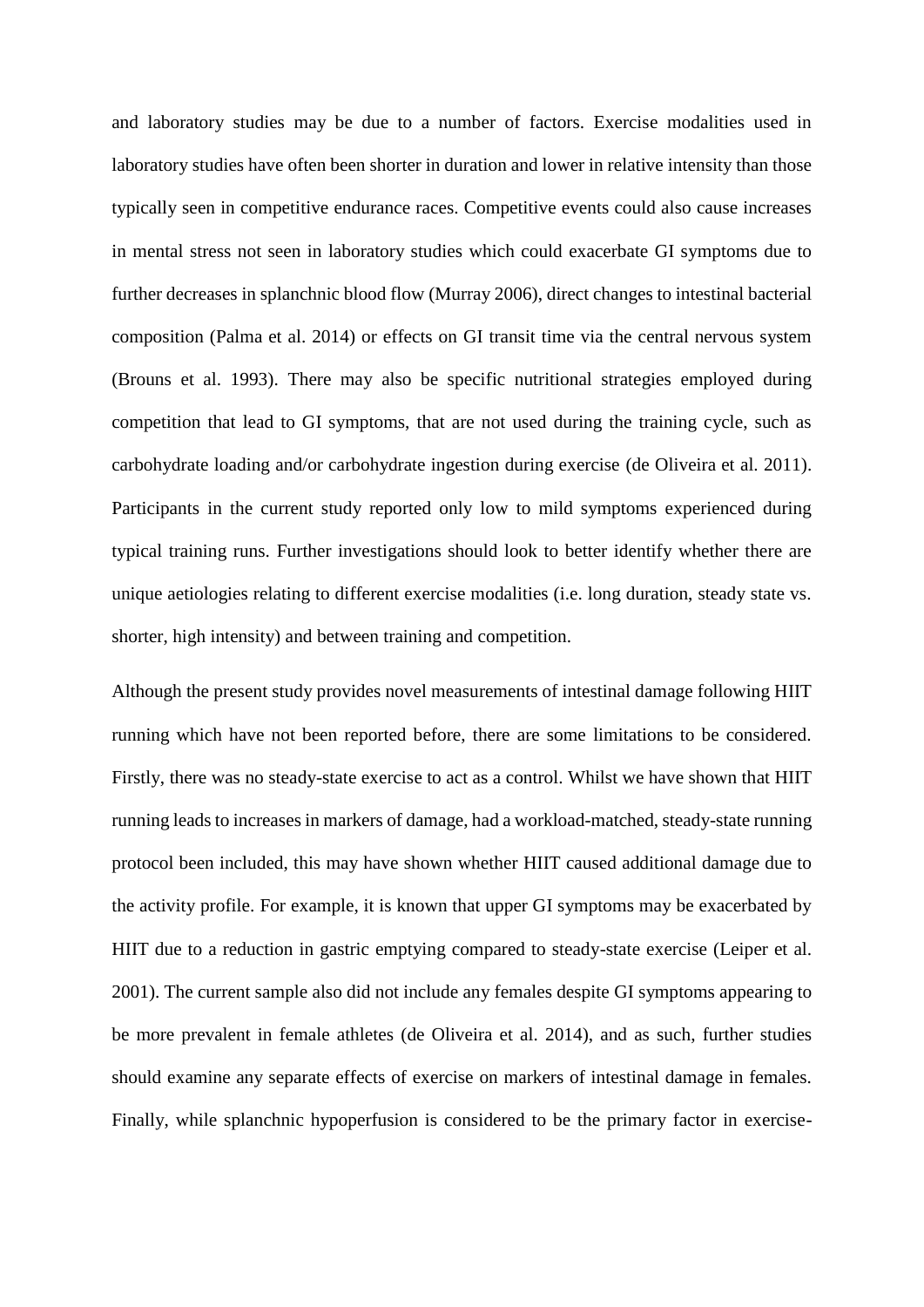and laboratory studies may be due to a number of factors. Exercise modalities used in laboratory studies have often been shorter in duration and lower in relative intensity than those typically seen in competitive endurance races. Competitive events could also cause increases in mental stress not seen in laboratory studies which could exacerbate GI symptoms due to further decreases in splanchnic blood flow (Murray 2006), direct changes to intestinal bacterial composition (Palma et al. 2014) or effects on GI transit time via the central nervous system (Brouns et al. 1993). There may also be specific nutritional strategies employed during competition that lead to GI symptoms, that are not used during the training cycle, such as carbohydrate loading and/or carbohydrate ingestion during exercise (de Oliveira et al. 2011). Participants in the current study reported only low to mild symptoms experienced during typical training runs. Further investigations should look to better identify whether there are unique aetiologies relating to different exercise modalities (i.e. long duration, steady state vs. shorter, high intensity) and between training and competition.

Although the present study provides novel measurements of intestinal damage following HIIT running which have not been reported before, there are some limitations to be considered. Firstly, there was no steady-state exercise to act as a control. Whilst we have shown that HIIT running leads to increases in markers of damage, had a workload-matched, steady-state running protocol been included, this may have shown whether HIIT caused additional damage due to the activity profile. For example, it is known that upper GI symptoms may be exacerbated by HIIT due to a reduction in gastric emptying compared to steady-state exercise (Leiper et al. 2001). The current sample also did not include any females despite GI symptoms appearing to be more prevalent in female athletes (de Oliveira et al. 2014), and as such, further studies should examine any separate effects of exercise on markers of intestinal damage in females. Finally, while splanchnic hypoperfusion is considered to be the primary factor in exercise-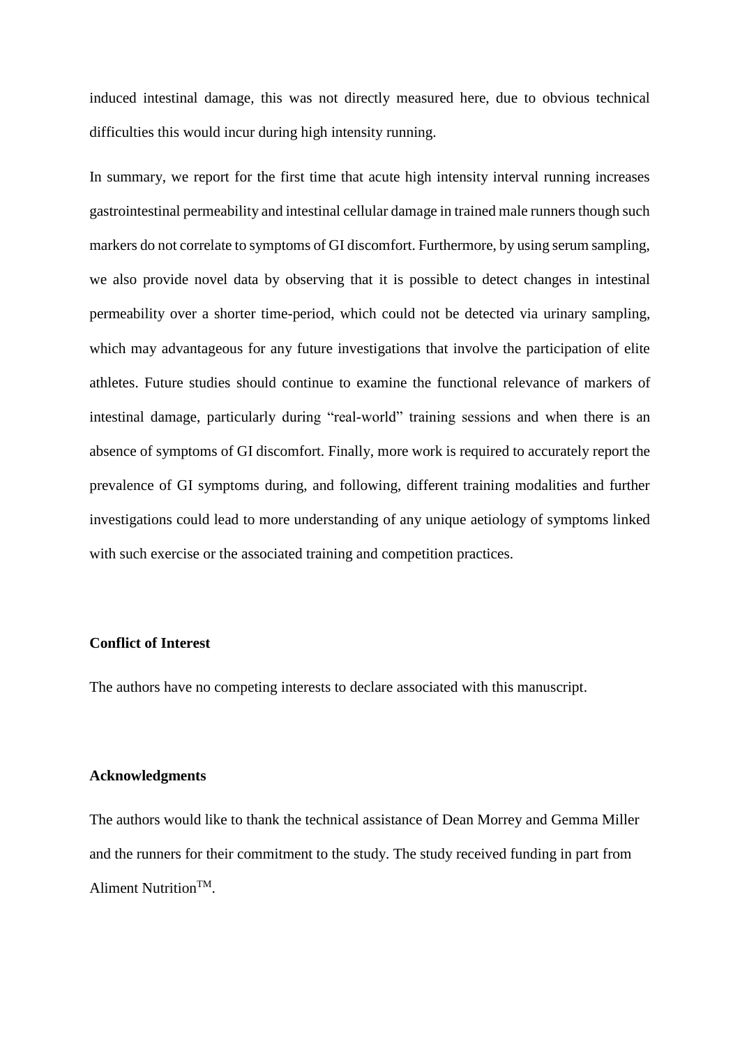induced intestinal damage, this was not directly measured here, due to obvious technical difficulties this would incur during high intensity running.

In summary, we report for the first time that acute high intensity interval running increases gastrointestinal permeability and intestinal cellular damage in trained male runners though such markers do not correlate to symptoms of GI discomfort. Furthermore, by using serum sampling, we also provide novel data by observing that it is possible to detect changes in intestinal permeability over a shorter time-period, which could not be detected via urinary sampling, which may advantageous for any future investigations that involve the participation of elite athletes. Future studies should continue to examine the functional relevance of markers of intestinal damage, particularly during "real-world" training sessions and when there is an absence of symptoms of GI discomfort. Finally, more work is required to accurately report the prevalence of GI symptoms during, and following, different training modalities and further investigations could lead to more understanding of any unique aetiology of symptoms linked with such exercise or the associated training and competition practices.

**Conflict of Interest**

The authors have no competing interests to declare associated with this manuscript.

**Acknowledgments**

The authors would like to thank the technical assistance of Dean Morrey and Gemma Miller and the runners for their commitment to the study. The study received funding in part from Aliment Nutrition™.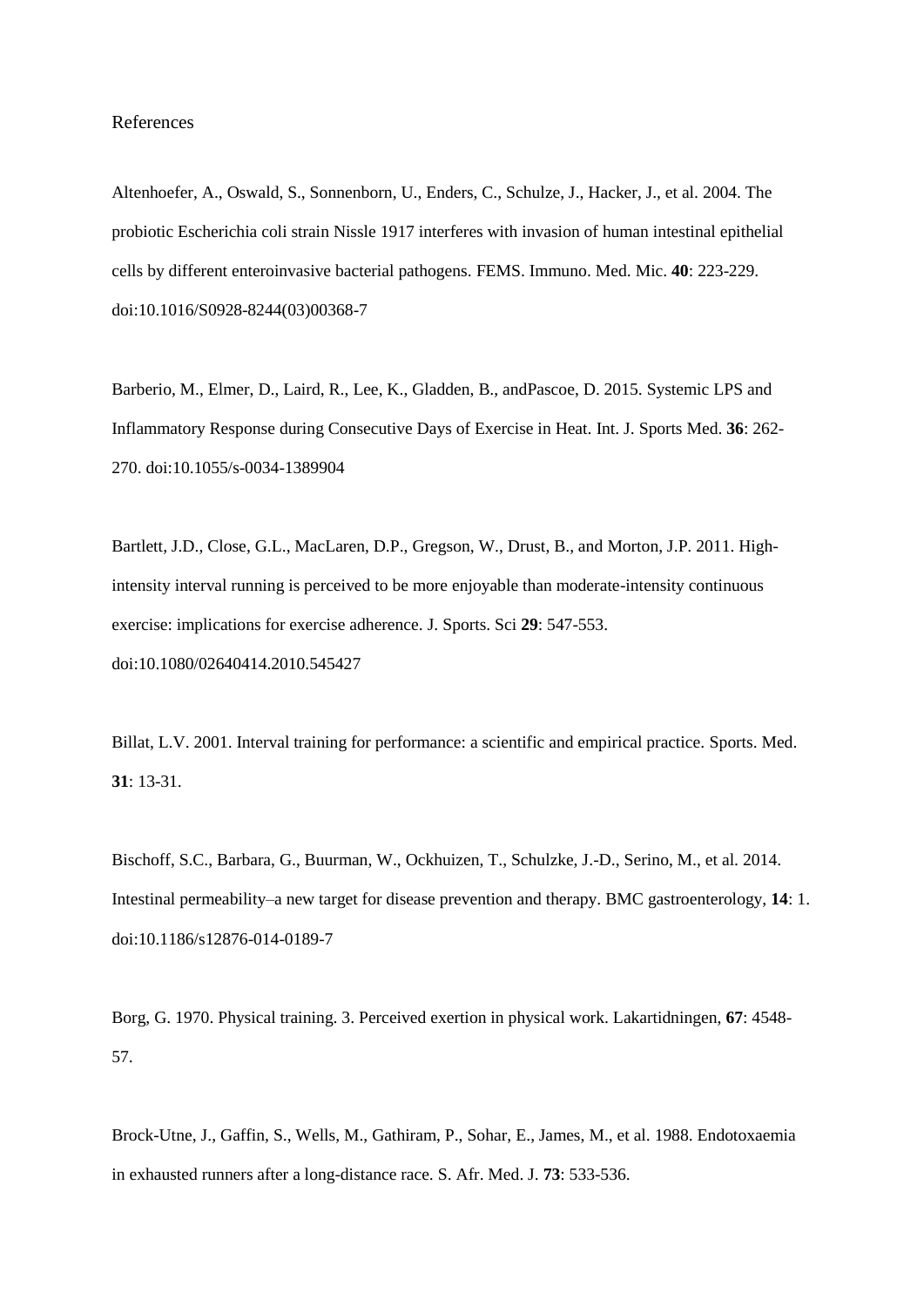References

Altenhoefer, A., Oswald, S., Sonnenborn, U., Enders, C., Schulze, J., Hacker, J., et al. 2004. The probiotic Escherichia coli strain Nissle 1917 interferes with invasion of human intestinal epithelial cells by different enteroinvasive bacterial pathogens. FEMS. Immuno. Med. Mic. **40**: 223-229. doi:10.1016/S0928-8244(03)00368-7

Barberio, M., Elmer, D., Laird, R., Lee, K., Gladden, B., andPascoe, D. 2015. Systemic LPS and Inflammatory Response during Consecutive Days of Exercise in Heat. Int. J. Sports Med. **36**: 262-270. doi:10.1055/s-0034-1389904

Bartlett, J.D., Close, G.L., MacLaren, D.P., Gregson, W., Drust, B., and Morton, J.P. 2011. High-intensity interval running is perceived to be more enjoyable than moderate-intensity continuous exercise: implications for exercise adherence. J. Sports. Sci **29**: 547-553. doi:10.1080/02640414.2010.545427

Billat, L.V. 2001. Interval training for performance: a scientific and empirical practice. Sports. Med. **31**: 13-31.

Bischoff, S.C., Barbara, G., Buurman, W., Ockhuizen, T., Schulzke, J.-D., Serino, M., et al. 2014. Intestinal permeability–a new target for disease prevention and therapy. BMC gastroenterology, **14**: 1. doi:10.1186/s12876-014-0189-7

Borg, G. 1970. Physical training. 3. Perceived exertion in physical work. Lakartidningen, **67**: 4548-57.

Brock-Utne, J., Gaffin, S., Wells, M., Gathiram, P., Sohar, E., James, M., et al. 1988. Endotoxaemia in exhausted runners after a long-distance race. S. Afr. Med. J. **73**: 533-536.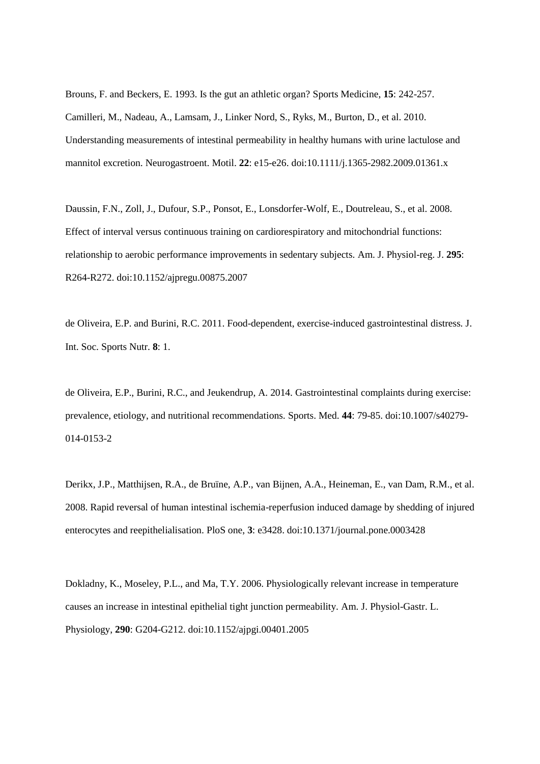Brouns, F. and Beckers, E. 1993. Is the gut an athletic organ? Sports Medicine, **15**: 242-257.

Camilleri, M., Nadeau, A., Lamsam, J., Linker Nord, S., Ryks, M., Burton, D., et al. 2010. Understanding measurements of intestinal permeability in healthy humans with urine lactulose and mannitol excretion. Neurogastroent. Motil. **22**: e15-e26. doi:10.1111/j.1365-2982.2009.01361.x

Daussin, F.N., Zoll, J., Dufour, S.P., Ponsot, E., Lonsdorfer-Wolf, E., Doutreleau, S., et al. 2008. Effect of interval versus continuous training on cardiorespiratory and mitochondrial functions: relationship to aerobic performance improvements in sedentary subjects. Am. J. Physiol-reg. J. **295**: R264-R272. doi:10.1152/ajpregu.00875.2007

de Oliveira, E.P. and Burini, R.C. 2011. Food-dependent, exercise-induced gastrointestinal distress. J. Int. Soc. Sports Nutr. **8**: 1.

de Oliveira, E.P., Burini, R.C., and Jeukendrup, A. 2014. Gastrointestinal complaints during exercise: prevalence, etiology, and nutritional recommendations. Sports. Med. **44**: 79-85. doi:10.1007/s40279-014-0153-2

Derikx, J.P., Matthijsen, R.A., de Bruïne, A.P., van Bijnen, A.A., Heineman, E., van Dam, R.M., et al. 2008. Rapid reversal of human intestinal ischemia-reperfusion induced damage by shedding of injured enterocytes and reepithelialisation. PloS one, **3**: e3428. doi:10.1371/journal.pone.0003428

Dokladny, K., Moseley, P.L., and Ma, T.Y. 2006. Physiologically relevant increase in temperature causes an increase in intestinal epithelial tight junction permeability. Am. J. Physiol-Gastr. L. Physiology, **290**: G204-G212. doi:10.1152/ajpgi.00401.2005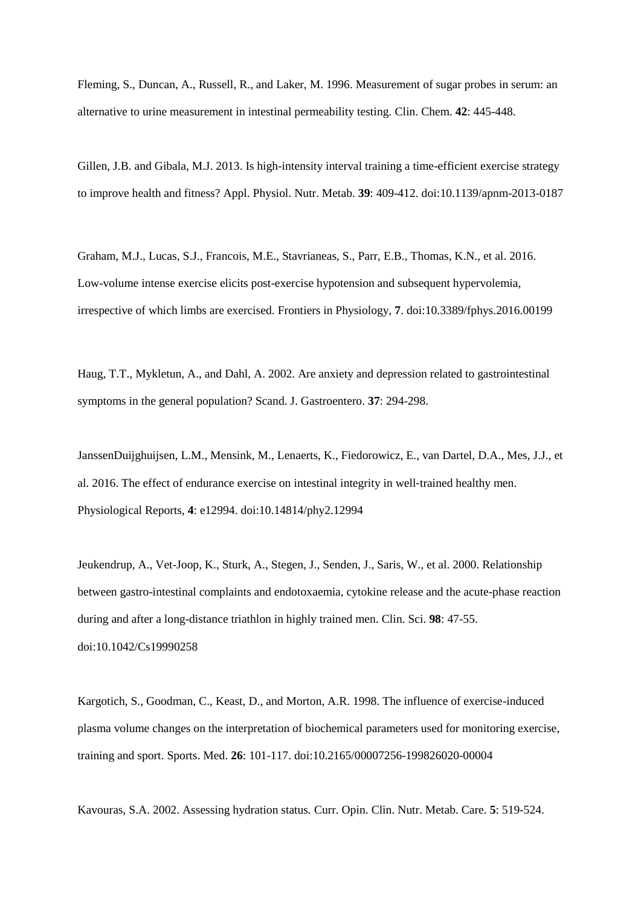Fleming, S., Duncan, A., Russell, R., and Laker, M. 1996. Measurement of sugar probes in serum: an alternative to urine measurement in intestinal permeability testing. Clin. Chem. **42**: 445-448.

Gillen, J.B. and Gibala, M.J. 2013. Is high-intensity interval training a time-efficient exercise strategy to improve health and fitness? Appl. Physiol. Nutr. Metab. **39**: 409-412. doi:10.1139/apnm-2013-0187

Graham, M.J., Lucas, S.J., Francois, M.E., Stavrianeas, S., Parr, E.B., Thomas, K.N., et al. 2016. Low-volume intense exercise elicits post-exercise hypotension and subsequent hypervolemia, irrespective of which limbs are exercised. Frontiers in Physiology, **7**. doi:10.3389/fphys.2016.00199

Haug, T.T., Mykletun, A., and Dahl, A. 2002. Are anxiety and depression related to gastrointestinal symptoms in the general population? Scand. J. Gastroentero. **37**: 294-298.

JanssenDuijghuijsen, L.M., Mensink, M., Lenaerts, K., Fiedorowicz, E., van Dartel, D.A., Mes, J.J., et al. 2016. The effect of endurance exercise on intestinal integrity in well-trained healthy men. Physiological Reports, **4**: e12994. doi:10.14814/phy2.12994

Jeukendrup, A., Vet-Joop, K., Sturk, A., Stegen, J., Senden, J., Saris, W., et al. 2000. Relationship between gastro-intestinal complaints and endotoxaemia, cytokine release and the acute-phase reaction during and after a long-distance triathlon in highly trained men. Clin. Sci. **98**: 47-55. doi:10.1042/Cs19990258

Kargotich, S., Goodman, C., Keast, D., and Morton, A.R. 1998. The influence of exercise-induced plasma volume changes on the interpretation of biochemical parameters used for monitoring exercise, training and sport. Sports. Med. **26**: 101-117. doi:10.2165/00007256-199826020-00004

Kavouras, S.A. 2002. Assessing hydration status. Curr. Opin. Clin. Nutr. Metab. Care. **5**: 519-524.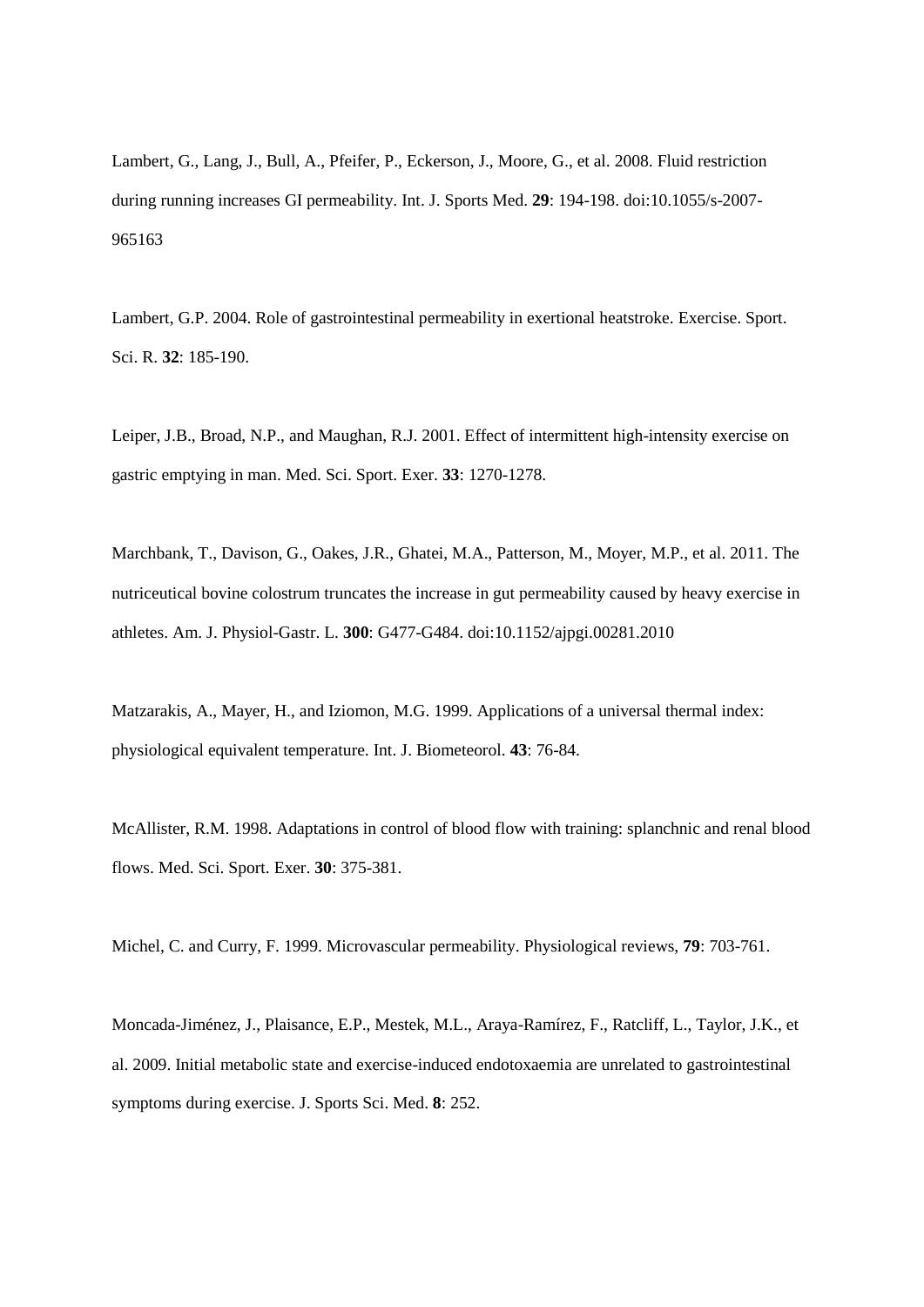Lambert, G., Lang, J., Bull, A., Pfeifer, P., Eckerson, J., Moore, G., et al. 2008. Fluid restriction during running increases GI permeability. Int. J. Sports Med. **29**: 194-198. doi:10.1055/s-2007-965163

Lambert, G.P. 2004. Role of gastrointestinal permeability in exertional heatstroke. Exercise. Sport. Sci. R. **32**: 185-190.

Leiper, J.B., Broad, N.P., and Maughan, R.J. 2001. Effect of intermittent high-intensity exercise on gastric emptying in man. Med. Sci. Sport. Exer. **33**: 1270-1278.

Marchbank, T., Davison, G., Oakes, J.R., Ghatei, M.A., Patterson, M., Moyer, M.P., et al. 2011. The nutriceutical bovine colostrum truncates the increase in gut permeability caused by heavy exercise in athletes. Am. J. Physiol-Gastr. L. **300**: G477-G484. doi:10.1152/ajpgi.00281.2010

Matzarakis, A., Mayer, H., and Iziomon, M.G. 1999. Applications of a universal thermal index: physiological equivalent temperature. Int. J. Biometeorol. **43**: 76-84.

McAllister, R.M. 1998. Adaptations in control of blood flow with training: splanchnic and renal blood flows. Med. Sci. Sport. Exer. **30**: 375-381.

Michel, C. and Curry, F. 1999. Microvascular permeability. Physiological reviews, **79**: 703-761.

Moncada-Jiménez, J., Plaisance, E.P., Mestek, M.L., Araya-Ramírez, F., Ratcliff, L., Taylor, J.K., et al. 2009. Initial metabolic state and exercise-induced endotoxaemia are unrelated to gastrointestinal symptoms during exercise. J. Sports Sci. Med. **8**: 252.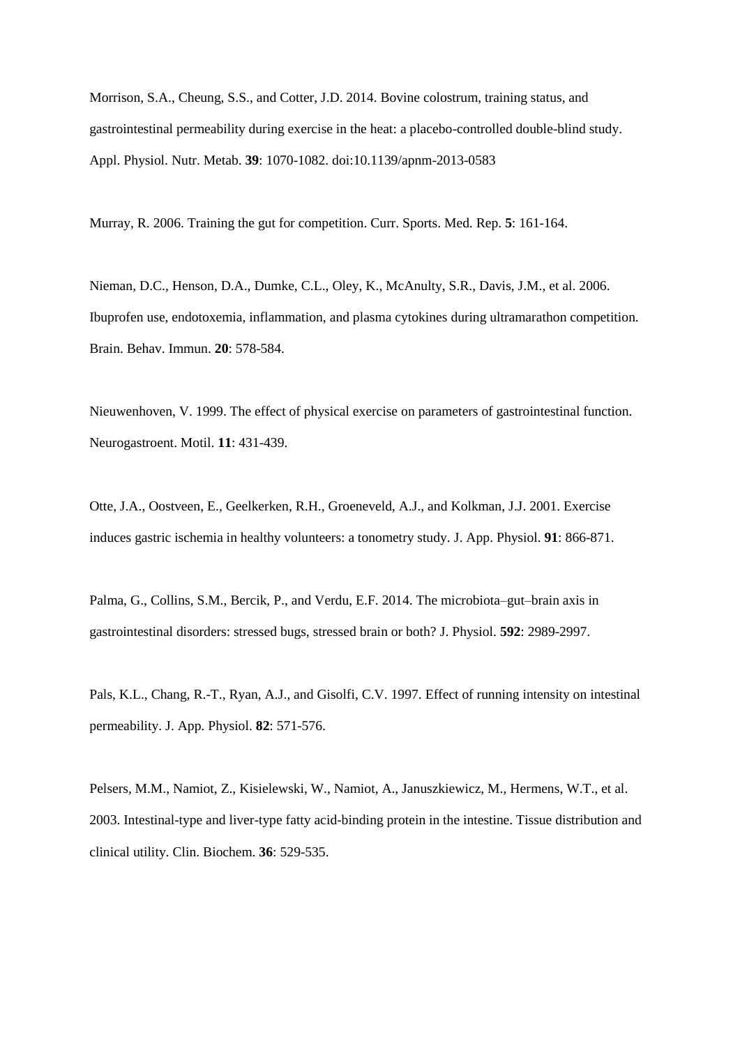Morrison, S.A., Cheung, S.S., and Cotter, J.D. 2014. Bovine colostrum, training status, and gastrointestinal permeability during exercise in the heat: a placebo-controlled double-blind study. Appl. Physiol. Nutr. Metab. **39**: 1070-1082. doi:10.1139/apnm-2013-0583

Murray, R. 2006. Training the gut for competition. Curr. Sports. Med. Rep. **5**: 161-164.

Nieman, D.C., Henson, D.A., Dumke, C.L., Oley, K., McAnulty, S.R., Davis, J.M., et al. 2006. Ibuprofen use, endotoxemia, inflammation, and plasma cytokines during ultramarathon competition. Brain. Behav. Immun. **20**: 578-584.

Nieuwenhoven, V. 1999. The effect of physical exercise on parameters of gastrointestinal function. Neurogastroent. Motil. **11**: 431-439.

Otte, J.A., Oostveen, E., Geelkerken, R.H., Groeneveld, A.J., and Kolkman, J.J. 2001. Exercise induces gastric ischemia in healthy volunteers: a tonometry study. J. App. Physiol. **91**: 866-871.

Palma, G., Collins, S.M., Bercik, P., and Verdu, E.F. 2014. The microbiota–gut–brain axis in gastrointestinal disorders: stressed bugs, stressed brain or both? J. Physiol. **592**: 2989-2997.

Pals, K.L., Chang, R.-T., Ryan, A.J., and Gisolfi, C.V. 1997. Effect of running intensity on intestinal permeability. J. App. Physiol. **82**: 571-576.

Pelsers, M.M., Namiot, Z., Kisielewski, W., Namiot, A., Januszkiewicz, M., Hermens, W.T., et al. 2003. Intestinal-type and liver-type fatty acid-binding protein in the intestine. Tissue distribution and clinical utility. Clin. Biochem. **36**: 529-535.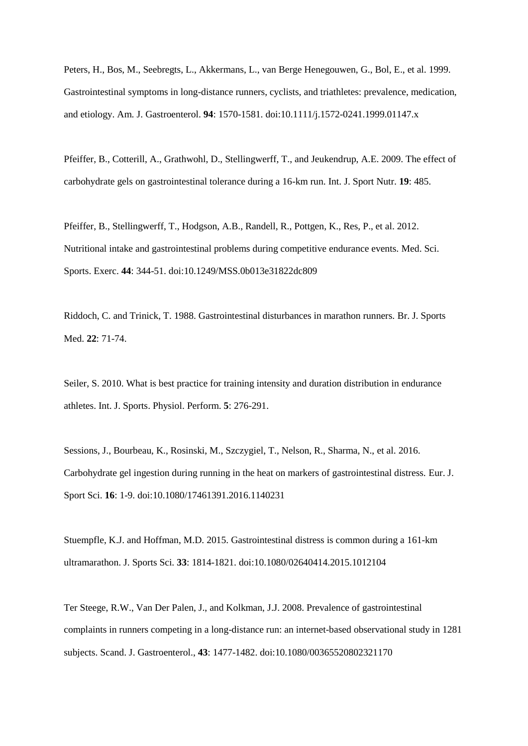Peters, H., Bos, M., Seebregts, L., Akkermans, L., van Berge Henegouwen, G., Bol, E., et al. 1999. Gastrointestinal symptoms in long-distance runners, cyclists, and triathletes: prevalence, medication, and etiology. Am. J. Gastroenterol. **94**: 1570-1581. doi:10.1111/j.1572-0241.1999.01147.x

Pfeiffer, B., Cotterill, A., Grathwohl, D., Stellingwerff, T., and Jeukendrup, A.E. 2009. The effect of carbohydrate gels on gastrointestinal tolerance during a 16-km run. Int. J. Sport Nutr. **19**: 485.

Pfeiffer, B., Stellingwerff, T., Hodgson, A.B., Randell, R., Pottgen, K., Res, P., et al. 2012. Nutritional intake and gastrointestinal problems during competitive endurance events. Med. Sci. Sports. Exerc. **44**: 344-51. doi:10.1249/MSS.0b013e31822dc809

Riddoch, C. and Trinick, T. 1988. Gastrointestinal disturbances in marathon runners. Br. J. Sports Med. **22**: 71-74.

Seiler, S. 2010. What is best practice for training intensity and duration distribution in endurance athletes. Int. J. Sports. Physiol. Perform. **5**: 276-291.

Sessions, J., Bourbeau, K., Rosinski, M., Szczygiel, T., Nelson, R., Sharma, N., et al. 2016. Carbohydrate gel ingestion during running in the heat on markers of gastrointestinal distress. Eur. J. Sport Sci. **16**: 1-9. doi:10.1080/17461391.2016.1140231

Stuempfle, K.J. and Hoffman, M.D. 2015. Gastrointestinal distress is common during a 161-km ultramarathon. J. Sports Sci. **33**: 1814-1821. doi:10.1080/02640414.2015.1012104

Ter Steege, R.W., Van Der Palen, J., and Kolkman, J.J. 2008. Prevalence of gastrointestinal complaints in runners competing in a long-distance run: an internet-based observational study in 1281 subjects. Scand. J. Gastroenterol., **43**: 1477-1482. doi:10.1080/00365520802321170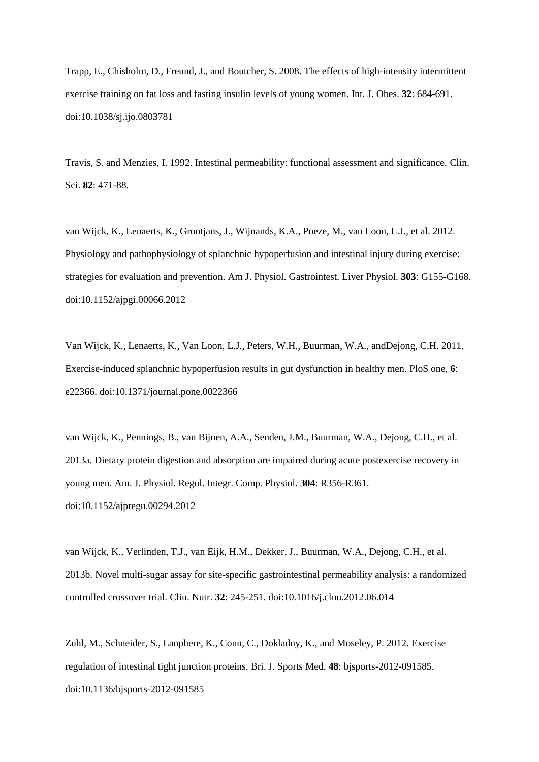Trapp, E., Chisholm, D., Freund, J., and Boutcher, S. 2008. The effects of high-intensity intermittent exercise training on fat loss and fasting insulin levels of young women. Int. J. Obes. **32**: 684-691. doi:10.1038/sj.ijo.0803781

Travis, S. and Menzies, I. 1992. Intestinal permeability: functional assessment and significance. Clin. Sci. **82**: 471-88.

van Wijck, K., Lenaerts, K., Grootjans, J., Wijnands, K.A., Poeze, M., van Loon, L.J., et al. 2012. Physiology and pathophysiology of splanchnic hypoperfusion and intestinal injury during exercise: strategies for evaluation and prevention. Am J. Physiol. Gastrointest. Liver Physiol. **303**: G155-G168. doi:10.1152/ajpgi.00066.2012

Van Wijck, K., Lenaerts, K., Van Loon, L.J., Peters, W.H., Buurman, W.A., andDejong, C.H. 2011. Exercise-induced splanchnic hypoperfusion results in gut dysfunction in healthy men. PloS one, **6**: e22366. doi:10.1371/journal.pone.0022366

van Wijck, K., Pennings, B., van Bijnen, A.A., Senden, J.M., Buurman, W.A., Dejong, C.H., et al. 2013a. Dietary protein digestion and absorption are impaired during acute postexercise recovery in young men. Am. J. Physiol. Regul. Integr. Comp. Physiol. **304**: R356-R361. doi:10.1152/ajpregu.00294.2012

van Wijck, K., Verlinden, T.J., van Eijk, H.M., Dekker, J., Buurman, W.A., Dejong, C.H., et al. 2013b. Novel multi-sugar assay for site-specific gastrointestinal permeability analysis: a randomized controlled crossover trial. Clin. Nutr. **32**: 245-251. doi:10.1016/j.clnu.2012.06.014

Zuhl, M., Schneider, S., Lanphere, K., Conn, C., Dokladny, K., and Moseley, P. 2012. Exercise regulation of intestinal tight junction proteins. Bri. J. Sports Med. **48**: bjsports-2012-091585. doi:10.1136/bjsports-2012-091585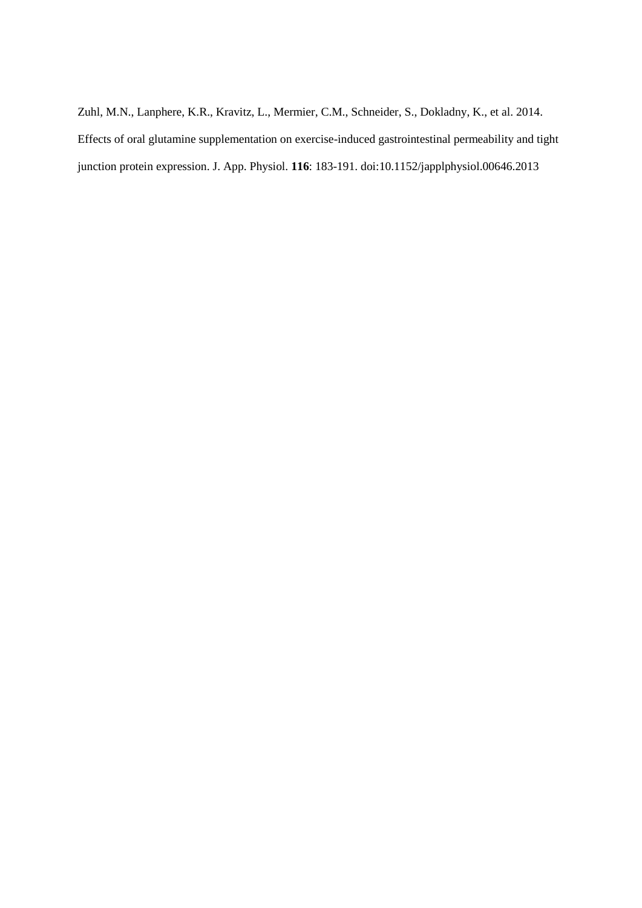Zuhl, M.N., Lanphere, K.R., Kravitz, L., Mermier, C.M., Schneider, S., Dokladny, K., et al. 2014. Effects of oral glutamine supplementation on exercise-induced gastrointestinal permeability and tight junction protein expression. J. App. Physiol. **116**: 183-191. doi:10.1152/japplphysiol.00646.2013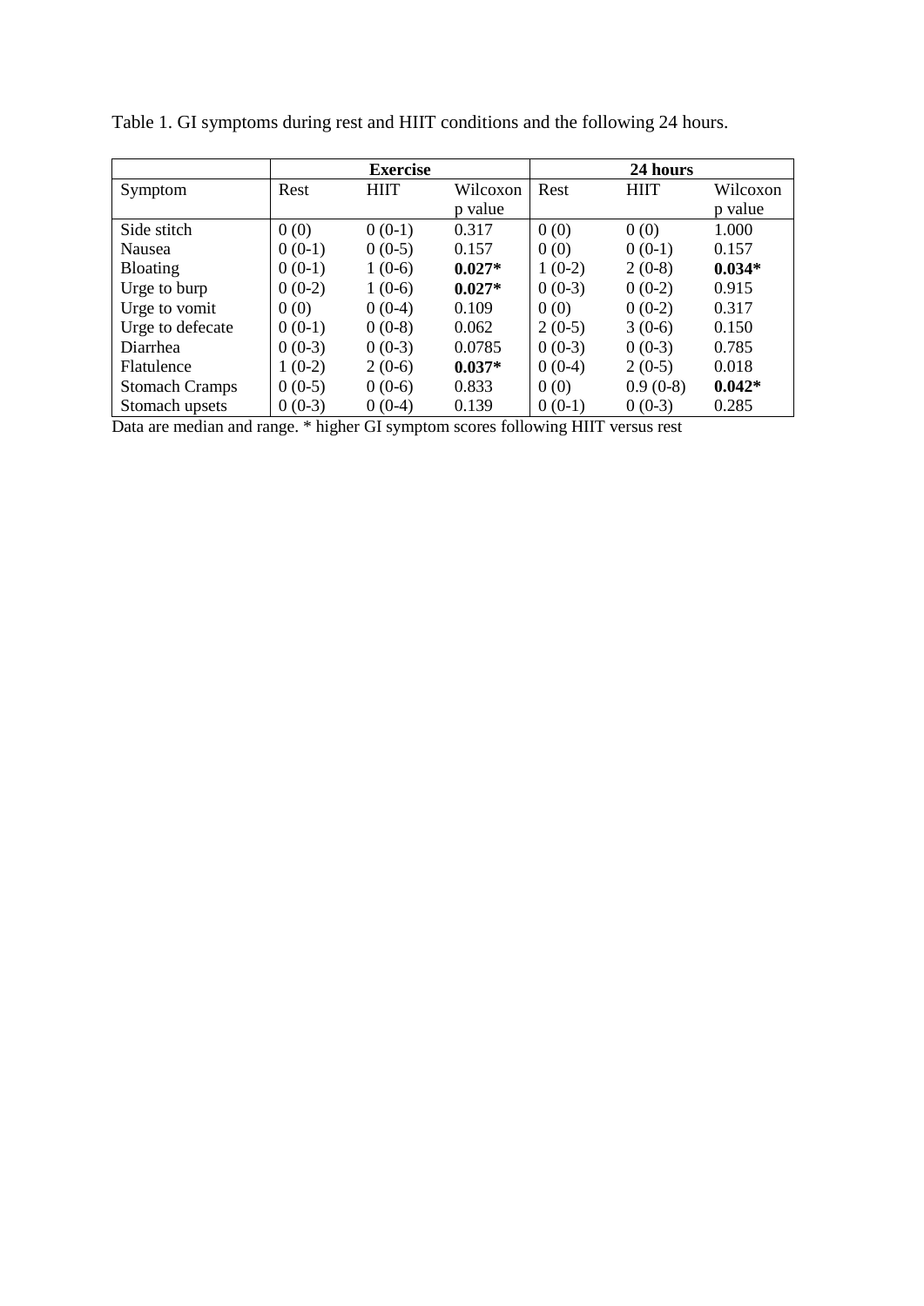Table 1. GI symptoms during rest and HIIT conditions and the following 24 hours.

| | Exercise | | | 24 hours | | |
|---|---|---|---|---|---|---|
| Symptom | Rest | HIIT | Wilcoxon p value | Rest | HIIT | Wilcoxon p value |
| Side stitch | 0 (0) | 0 (0-1) | 0.317 | 0 (0) | 0 (0) | 1.000 |
| Nausea | 0 (0-1) | 0 (0-5) | 0.157 | 0 (0) | 0 (0-1) | 0.157 |
| Bloating | 0 (0-1) | 1 (0-6) | **0.027*** | 1 (0-2) | 2 (0-8) | **0.034*** |
| Urge to burp | 0 (0-2) | 1 (0-6) | **0.027*** | 0 (0-3) | 0 (0-2) | 0.915 |
| Urge to vomit | 0 (0) | 0 (0-4) | 0.109 | 0 (0) | 0 (0-2) | 0.317 |
| Urge to defecate | 0 (0-1) | 0 (0-8) | 0.062 | 2 (0-5) | 3 (0-6) | 0.150 |
| Diarrhea | 0 (0-3) | 0 (0-3) | 0.0785 | 0 (0-3) | 0 (0-3) | 0.785 |
| Flatulence | 1 (0-2) | 2 (0-6) | **0.037*** | 0 (0-4) | 2 (0-5) | 0.018 |
| Stomach Cramps | 0 (0-5) | 0 (0-6) | 0.833 | 0 (0) | 0.9 (0-8) | **0.042*** |
| Stomach upsets | 0 (0-3) | 0 (0-4) | 0.139 | 0 (0-1) | 0 (0-3) | 0.285 |

Data are median and range. * higher GI symptom scores following HIIT versus rest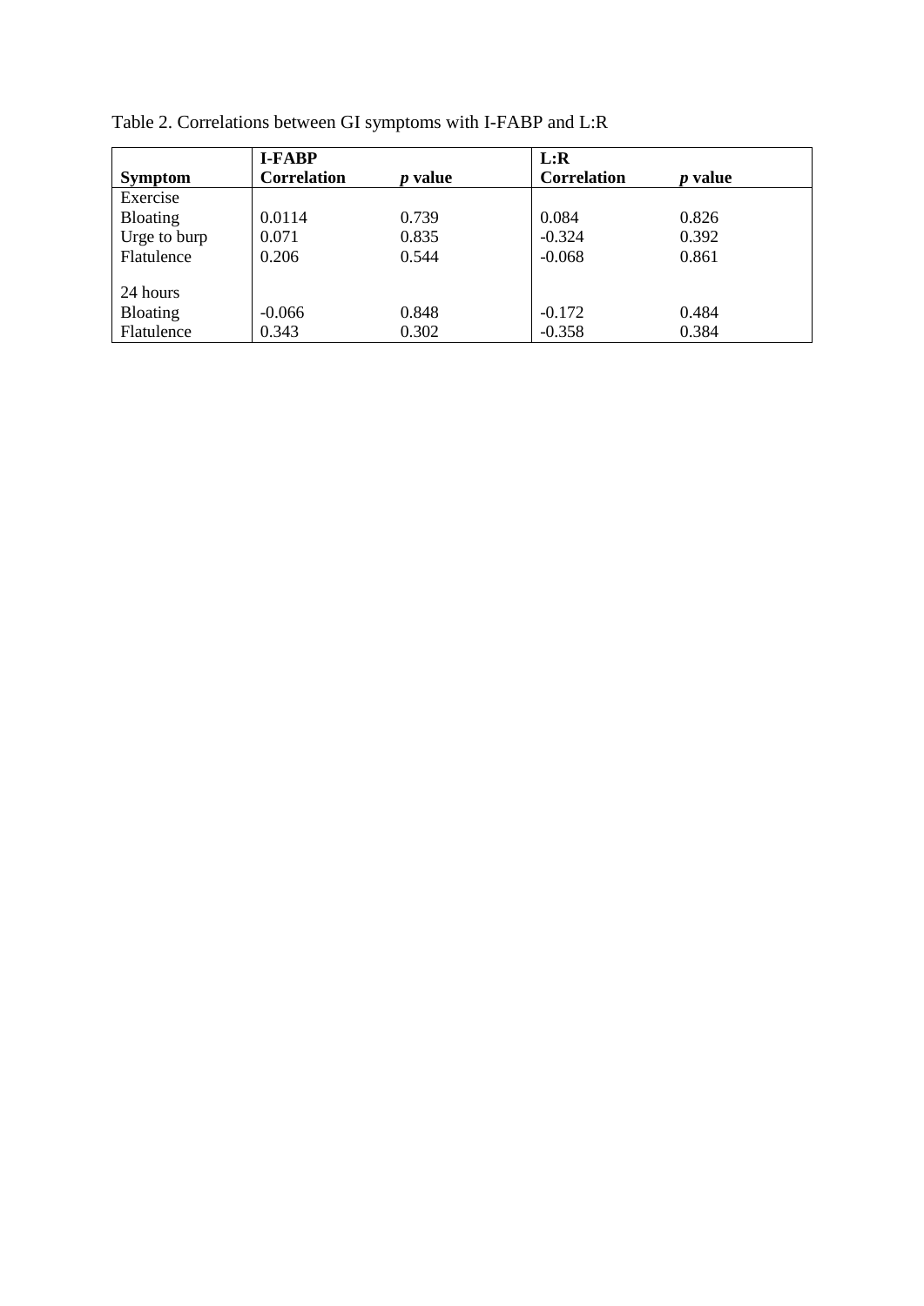Table 2. Correlations between GI symptoms with I-FABP and L:R

| | **I-FABP** | | **L:R** | |
|---|---|---|---|---|
| **Symptom** | **Correlation** | ***p* value** | **Correlation** | ***p* value** |
| Exercise | | | | |
| Bloating | 0.0114 | 0.739 | 0.084 | 0.826 |
| Urge to burp | 0.071 | 0.835 | -0.324 | 0.392 |
| Flatulence | 0.206 | 0.544 | -0.068 | 0.861 |
| | | | | |
| 24 hours | | | | |
| Bloating | -0.066 | 0.848 | -0.172 | 0.484 |
| Flatulence | 0.343 | 0.302 | -0.358 | 0.384 |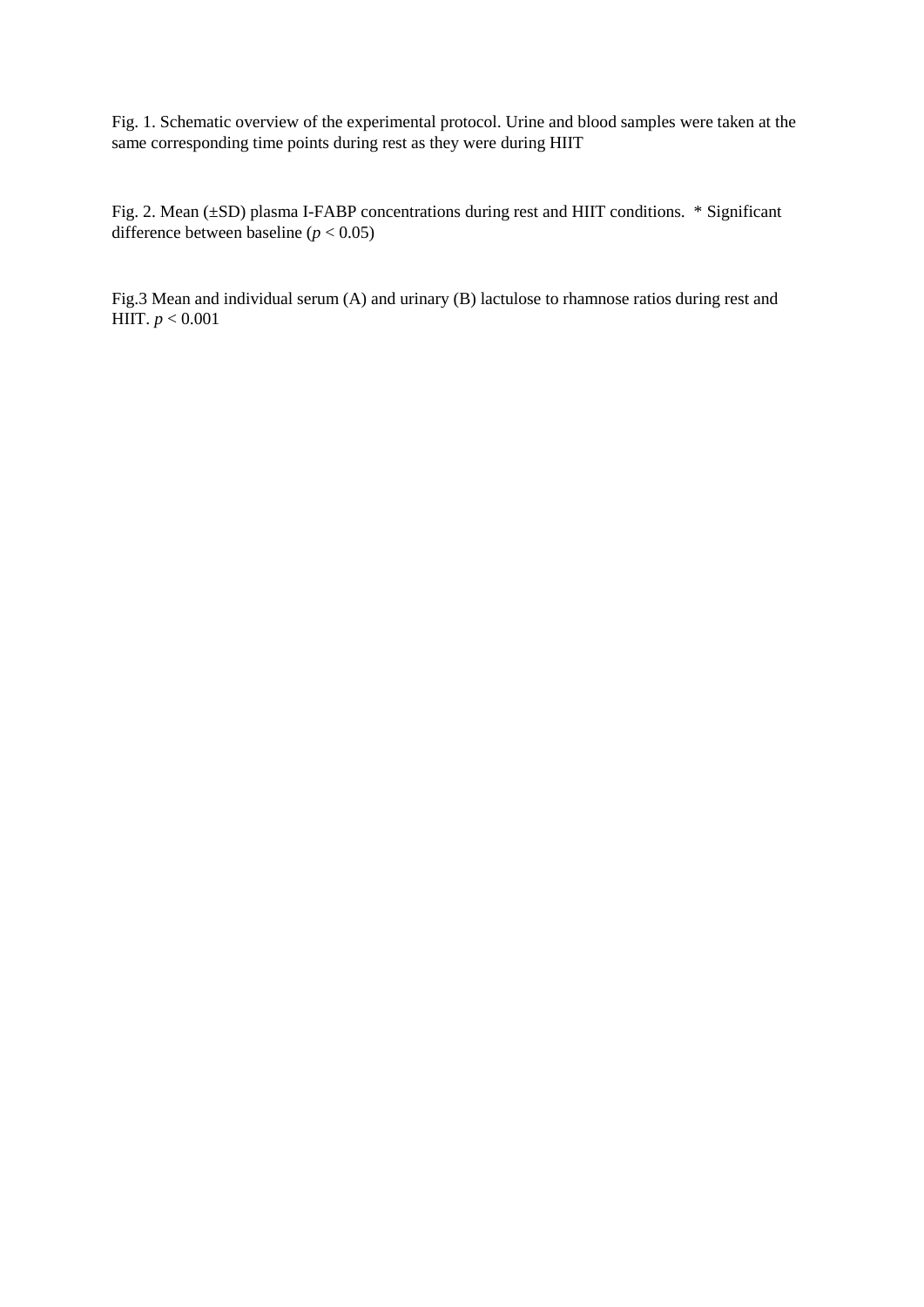Fig. 1. Schematic overview of the experimental protocol. Urine and blood samples were taken at the same corresponding time points during rest as they were during HIIT

Fig. 2. Mean (±SD) plasma I-FABP concentrations during rest and HIIT conditions. * Significant difference between baseline ($p < 0.05$)

Fig.3 Mean and individual serum (A) and urinary (B) lactulose to rhamnose ratios during rest and HIIT. $p < 0.001$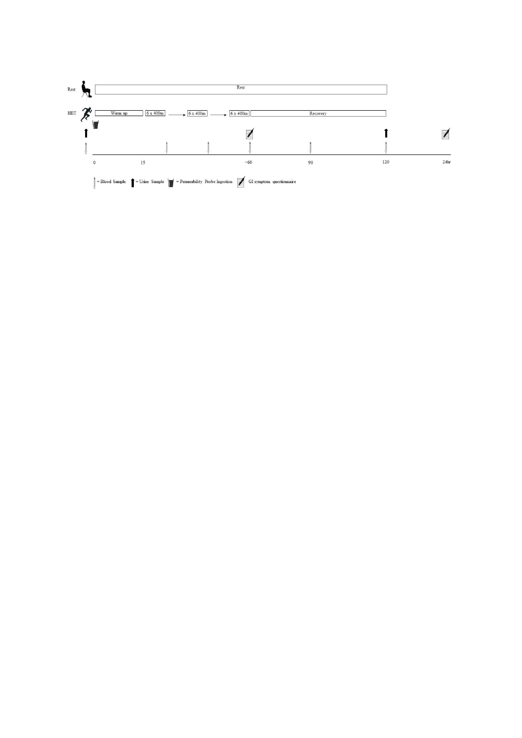Rest

Rest

HIIT

Warm up | 6 x 400m | 6 x 400m | 6 x 400m | Recovery

0 15 ~60 90 120 24hr

= Blood Sample = Urine Sample = Permeability Probe Ingestion GI symptom questionnaire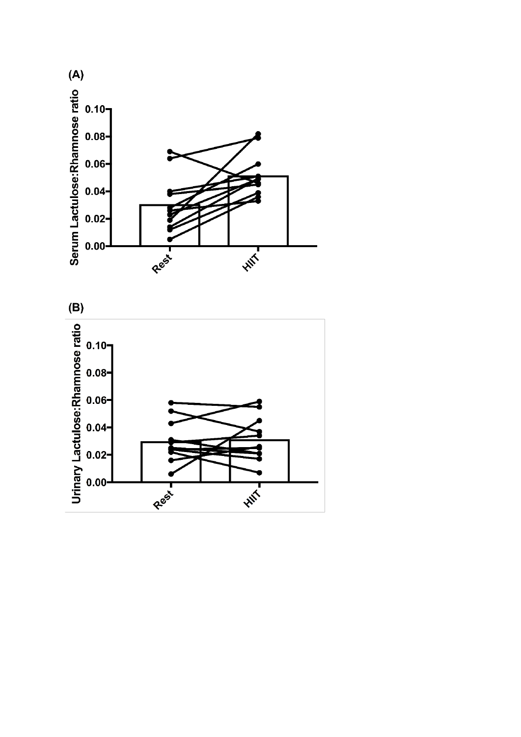(A)

Serum Lactulose:Rhamnose ratio

0.10
0.08
0.06
0.04
0.02
0.00

Rest
HIIT

(B)

Urinary Lactulose:Rhamnose ratio

0.10
0.08
0.06
0.04
0.02
0.00

Rest
HIIT